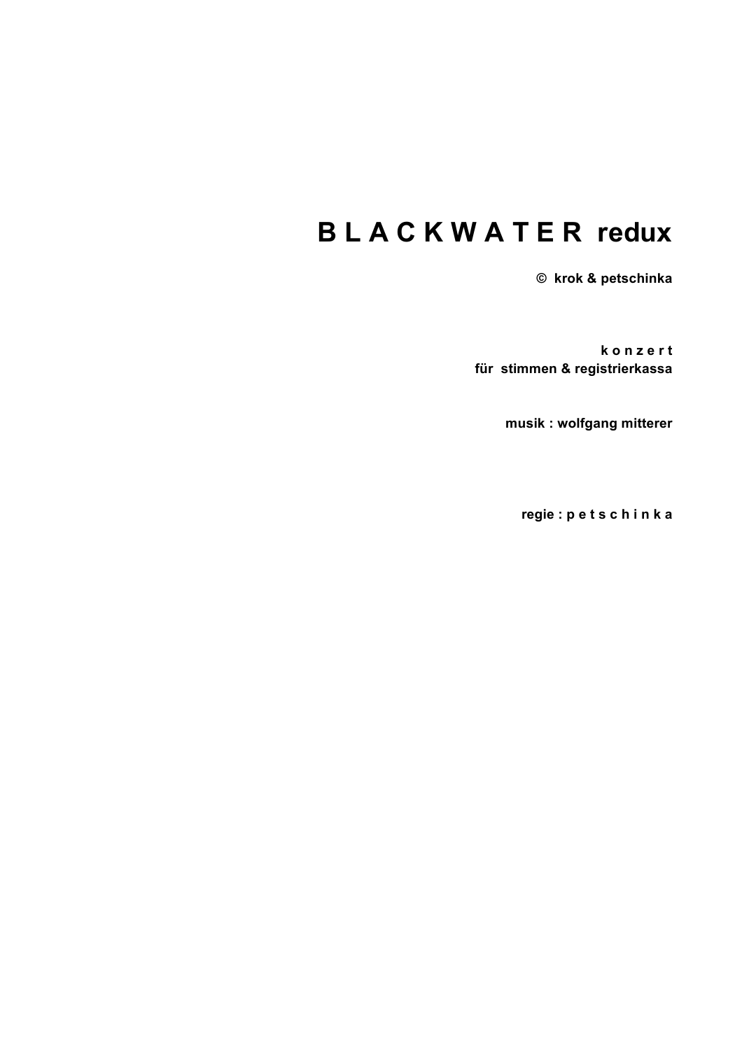# B L A C K W A T E R redux

**© krok & petschinka**

**k o n z e r t**
**für stimmen & registrierkassa**

**musik : wolfgang mitterer**

**regie : p e t s c h i n k a**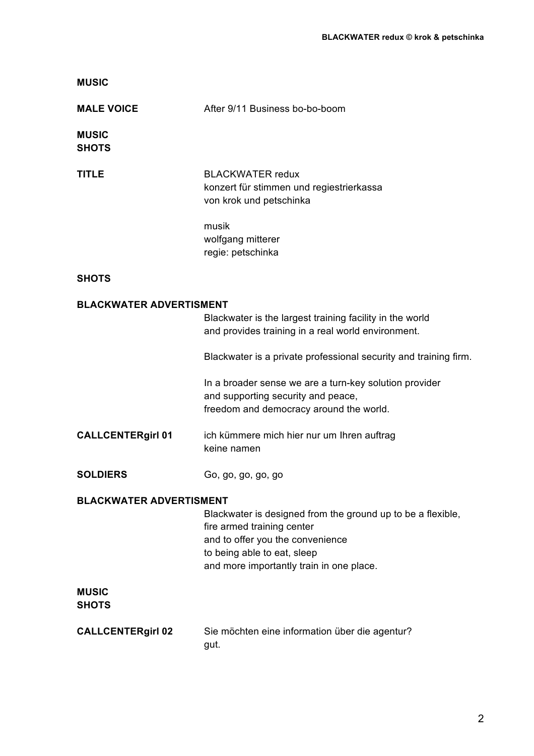**MUSIC**

**MALE VOICE** After 9/11 Business bo-bo-boom

**MUSIC**
**SHOTS**

**TITLE** BLACKWATER redux
konzert für stimmen und regiestrierkassa
von krok und petschinka

musik
wolfgang mitterer
regie: petschinka

**SHOTS**

**BLACKWATER ADVERTISMENT**

Blackwater is the largest training facility in the world
and provides training in a real world environment.

Blackwater is a private professional security and training firm.

In a broader sense we are a turn-key solution provider
and supporting security and peace,
freedom and democracy around the world.

**CALLCENTERgirl 01** ich kümmere mich hier nur um Ihren auftrag
keine namen

**SOLDIERS** Go, go, go, go, go

**BLACKWATER ADVERTISMENT**

Blackwater is designed from the ground up to be a flexible,
fire armed training center
and to offer you the convenience
to being able to eat, sleep
and more importantly train in one place.

**MUSIC**
**SHOTS**

**CALLCENTERgirl 02** Sie möchten eine information über die agentur?
gut.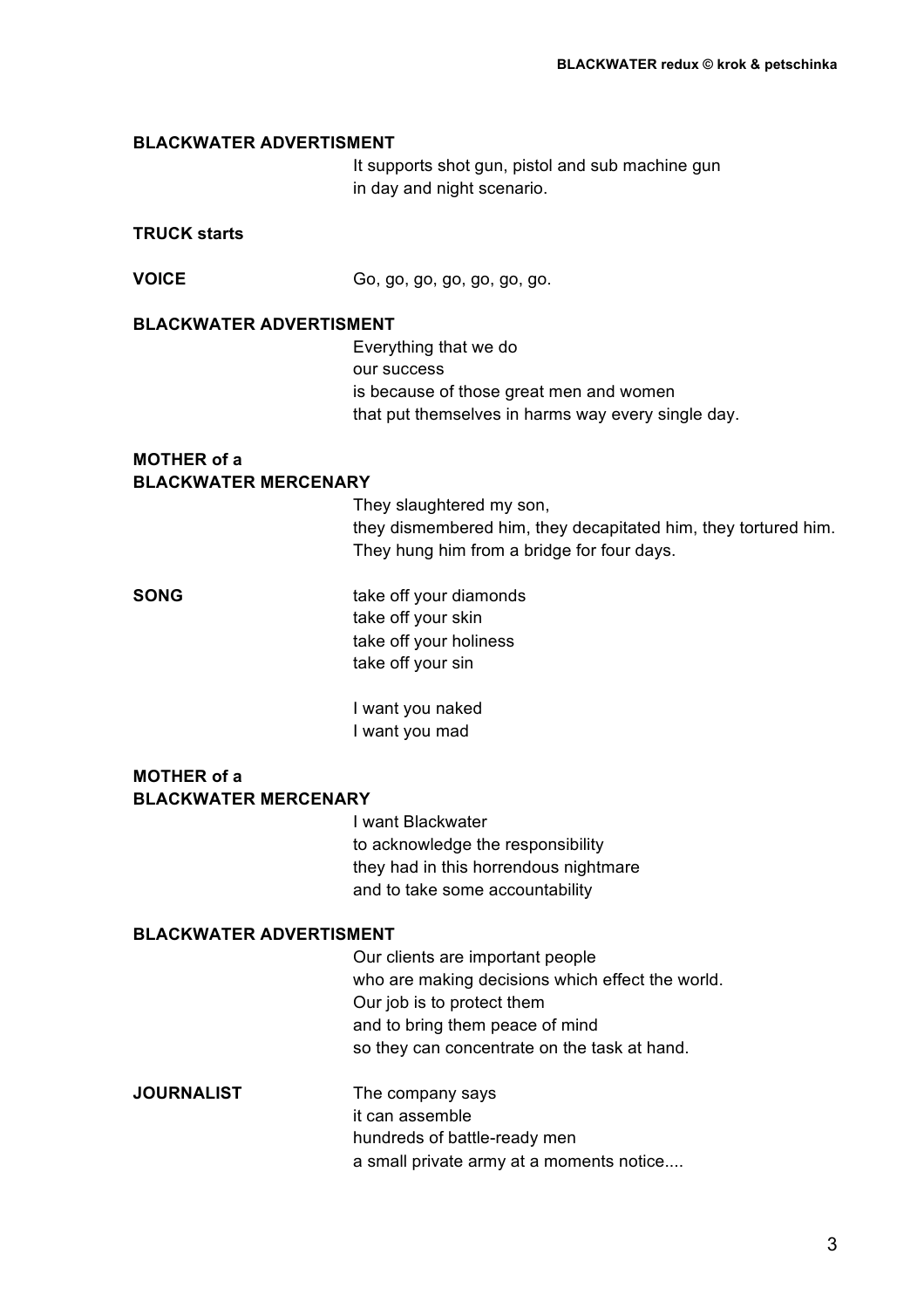**BLACKWATER ADVERTISMENT**

It supports shot gun, pistol and sub machine gun
in day and night scenario.

**TRUCK starts**

**VOICE** Go, go, go, go, go, go, go.

**BLACKWATER ADVERTISMENT**

Everything that we do
our success
is because of those great men and women
that put themselves in harms way every single day.

**MOTHER of a BLACKWATER MERCENARY**

They slaughtered my son,
they dismembered him, they decapitated him, they tortured him.
They hung him from a bridge for four days.

**SONG**

take off your diamonds
take off your skin
take off your holiness
take off your sin

I want you naked
I want you mad

**MOTHER of a BLACKWATER MERCENARY**

I want Blackwater
to acknowledge the responsibility
they had in this horrendous nightmare
and to take some accountability

**BLACKWATER ADVERTISMENT**

Our clients are important people
who are making decisions which effect the world.
Our job is to protect them
and to bring them peace of mind
so they can concentrate on the task at hand.

**JOURNALIST**

The company says
it can assemble
hundreds of battle-ready men
a small private army at a moments notice....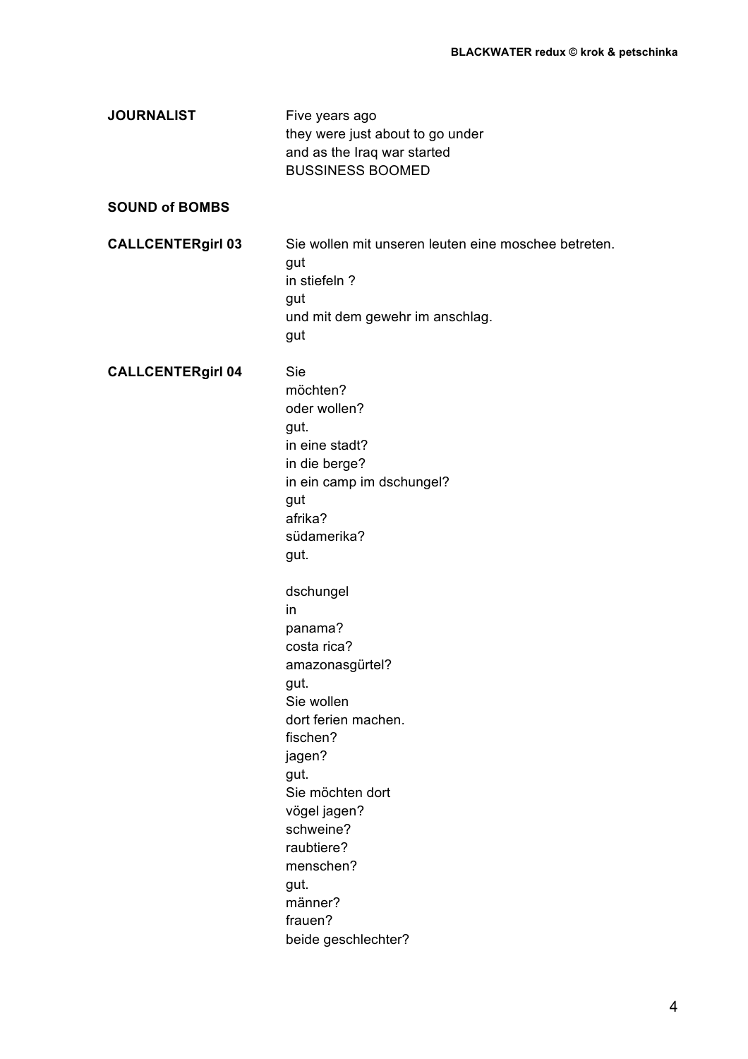**JOURNALIST**

Five years ago
they were just about to go under
and as the Iraq war started
BUSSINESS BOOMED

**SOUND of BOMBS**

**CALLCENTERgirl 03**

Sie wollen mit unseren leuten eine moschee betreten.
gut
in stiefeln ?
gut
und mit dem gewehr im anschlag.
gut

**CALLCENTERgirl 04**

Sie
möchten?
oder wollen?
gut.
in eine stadt?
in die berge?
in ein camp im dschungel?
gut
afrika?
südamerika?
gut.

dschungel
in
panama?
costa rica?
amazonasgürtel?
gut.
Sie wollen
dort ferien machen.
fischen?
jagen?
gut.
Sie möchten dort
vögel jagen?
schweine?
raubtiere?
menschen?
gut.
männer?
frauen?
beide geschlechter?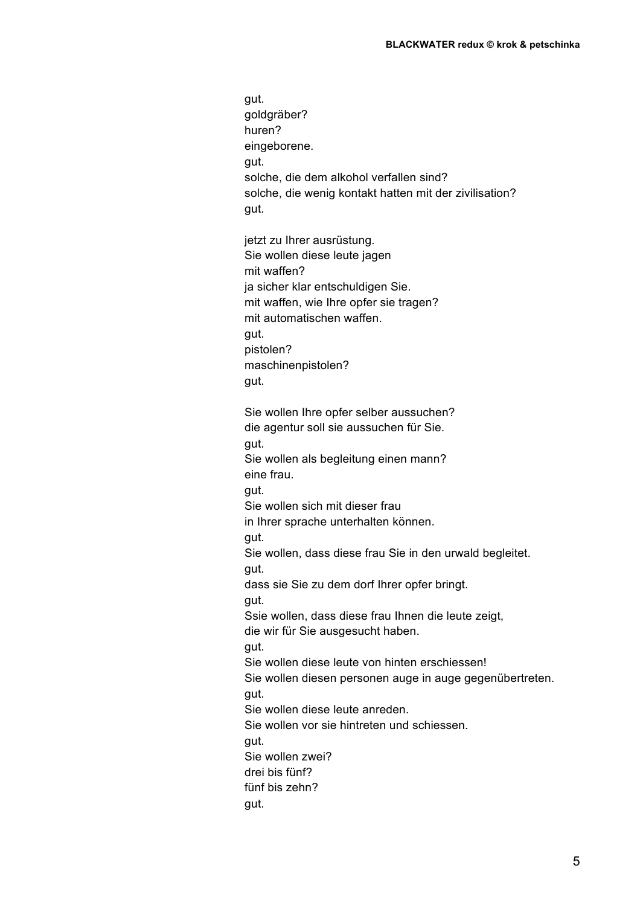gut.
goldgräber?
huren?
eingeborene.
gut.
solche, die dem alkohol verfallen sind?
solche, die wenig kontakt hatten mit der zivilisation?
gut.

jetzt zu Ihrer ausrüstung.
Sie wollen diese leute jagen
mit waffen?
ja sicher klar entschuldigen Sie.
mit waffen, wie Ihre opfer sie tragen?
mit automatischen waffen.
gut.
pistolen?
maschinenpistolen?
gut.

Sie wollen Ihre opfer selber aussuchen?
die agentur soll sie aussuchen für Sie.
gut.
Sie wollen als begleitung einen mann?
eine frau.
gut.
Sie wollen sich mit dieser frau
in Ihrer sprache unterhalten können.
gut.
Sie wollen, dass diese frau Sie in den urwald begleitet.
gut.
dass sie Sie zu dem dorf Ihrer opfer bringt.
gut.
Ssie wollen, dass diese frau Ihnen die leute zeigt,
die wir für Sie ausgesucht haben.
gut.
Sie wollen diese leute von hinten erschiessen!
Sie wollen diesen personen auge in auge gegenübertreten.
gut.
Sie wollen diese leute anreden.
Sie wollen vor sie hintreten und schiessen.
gut.
Sie wollen zwei?
drei bis fünf?
fünf bis zehn?
gut.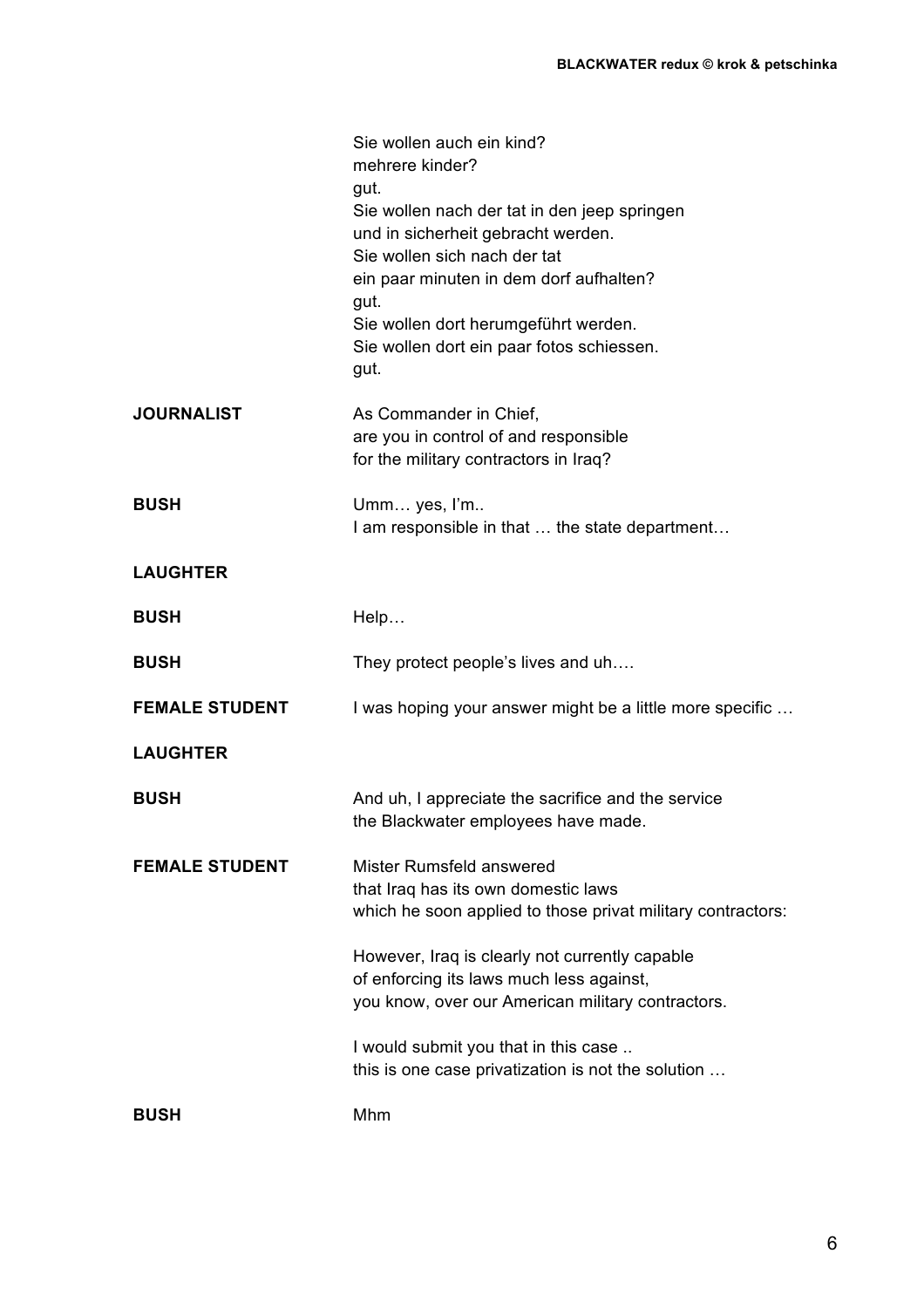Sie wollen auch ein kind?
mehrere kinder?
gut.
Sie wollen nach der tat in den jeep springen
und in sicherheit gebracht werden.
Sie wollen sich nach der tat
ein paar minuten in dem dorf aufhalten?
gut.
Sie wollen dort herumgeführt werden.
Sie wollen dort ein paar fotos schiessen.
gut.

**JOURNALIST** As Commander in Chief,
are you in control of and responsible
for the military contractors in Iraq?

**BUSH** Umm… yes, I'm..
I am responsible in that … the state department…

**LAUGHTER**

**BUSH** Help…

**BUSH** They protect people's lives and uh….

**FEMALE STUDENT** I was hoping your answer might be a little more specific …

**LAUGHTER**

**BUSH** And uh, I appreciate the sacrifice and the service
the Blackwater employees have made.

**FEMALE STUDENT** Mister Rumsfeld answered
that Iraq has its own domestic laws
which he soon applied to those privat military contractors:

However, Iraq is clearly not currently capable
of enforcing its laws much less against,
you know, over our American military contractors.

I would submit you that in this case ..
this is one case privatization is not the solution …

**BUSH** Mhm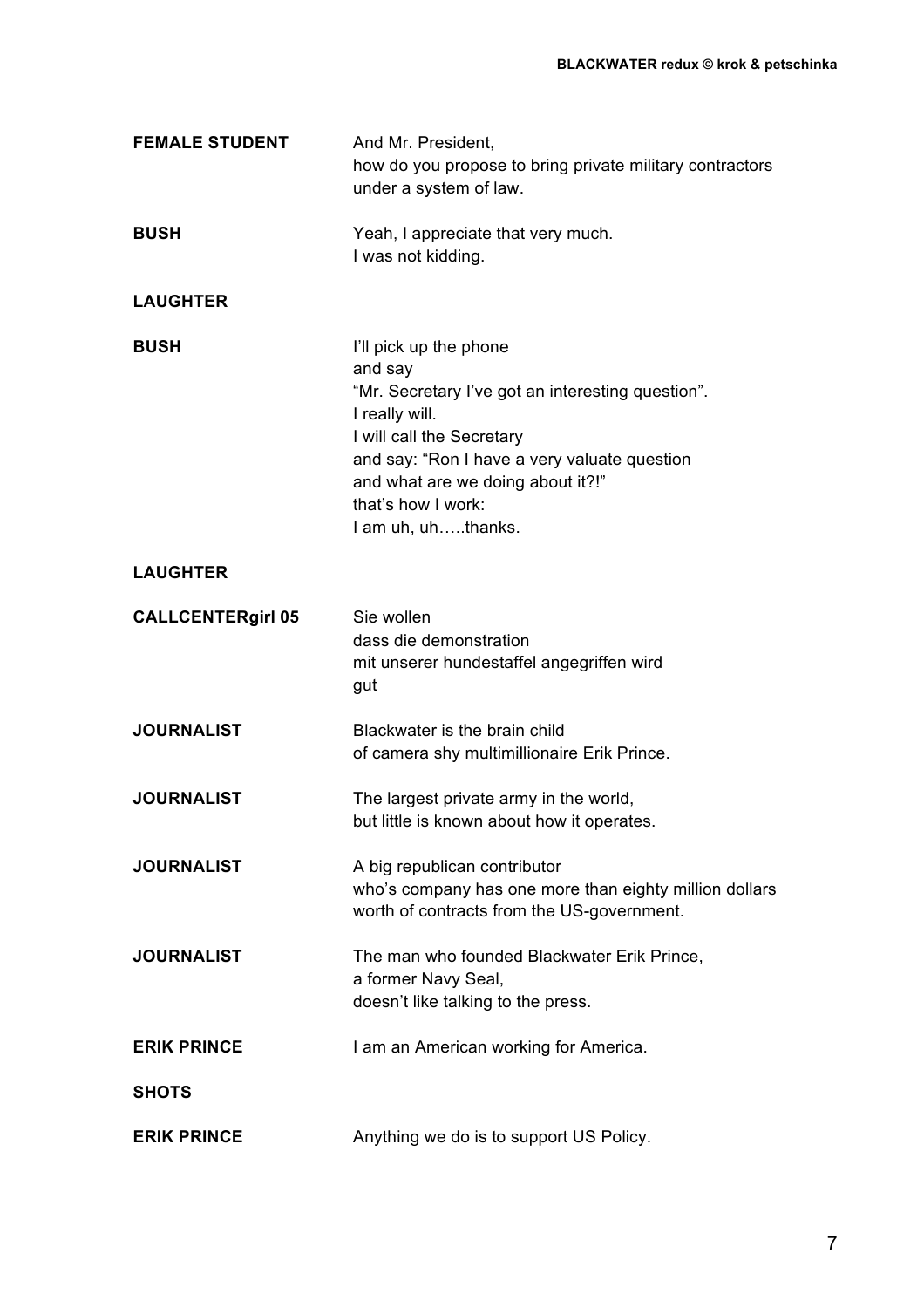**FEMALE STUDENT** And Mr. President,
how do you propose to bring private military contractors
under a system of law.

**BUSH** Yeah, I appreciate that very much.
I was not kidding.

**LAUGHTER**

**BUSH** I'll pick up the phone
and say
"Mr. Secretary I've got an interesting question".
I really will.
I will call the Secretary
and say: "Ron I have a very valuate question
and what are we doing about it?!"
that's how I work:
I am uh, uh…..thanks.

**LAUGHTER**

**CALLCENTERgirl 05** Sie wollen
dass die demonstration
mit unserer hundestaffel angegriffen wird
gut

**JOURNALIST** Blackwater is the brain child
of camera shy multimillionaire Erik Prince.

**JOURNALIST** The largest private army in the world,
but little is known about how it operates.

**JOURNALIST** A big republican contributor
who's company has one more than eighty million dollars
worth of contracts from the US-government.

**JOURNALIST** The man who founded Blackwater Erik Prince,
a former Navy Seal,
doesn't like talking to the press.

**ERIK PRINCE** I am an American working for America.

**SHOTS**

**ERIK PRINCE** Anything we do is to support US Policy.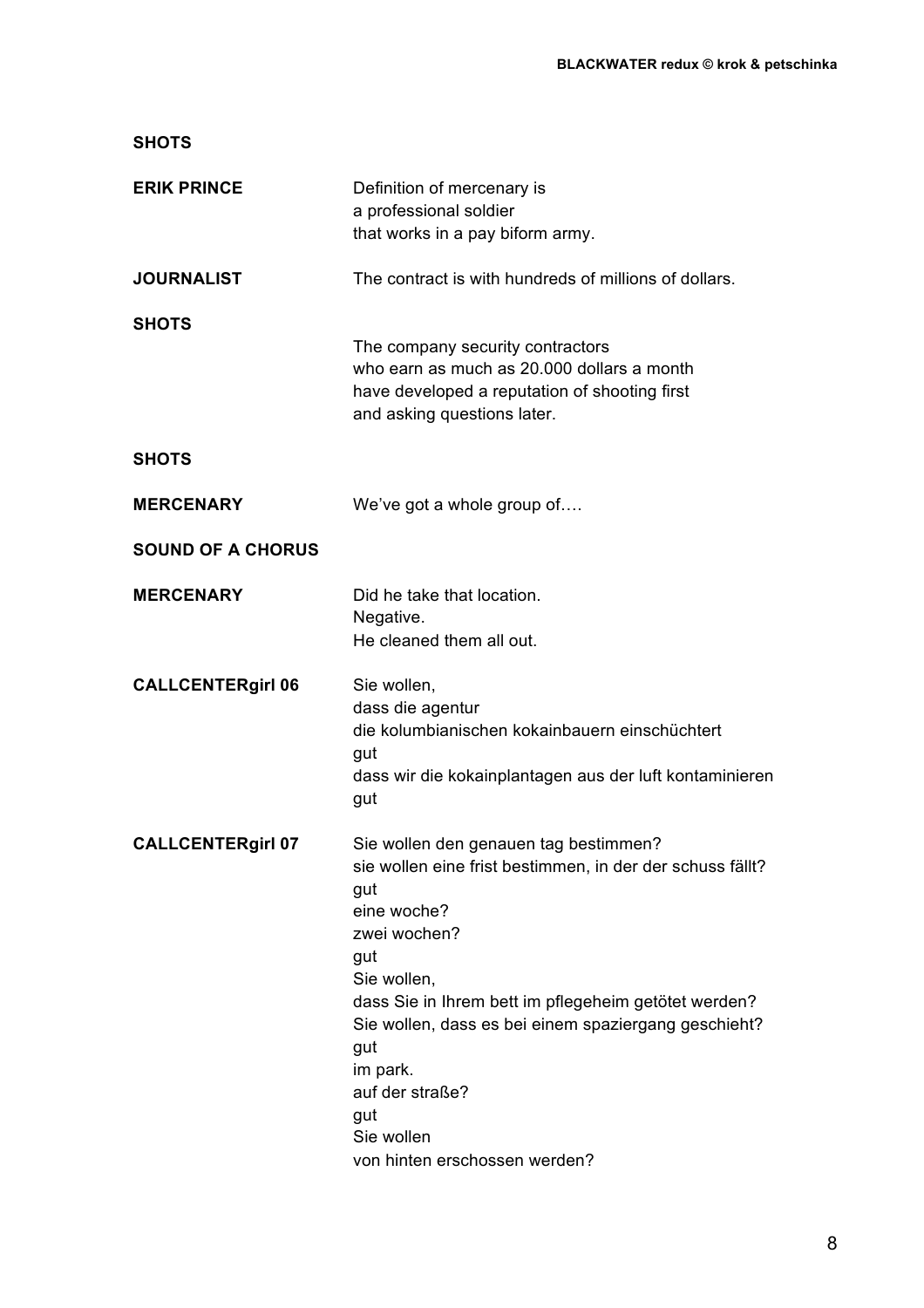**SHOTS**

**ERIK PRINCE** Definition of mercenary is
a professional soldier
that works in a pay biform army.

**JOURNALIST** The contract is with hundreds of millions of dollars.

**SHOTS**

The company security contractors
who earn as much as 20.000 dollars a month
have developed a reputation of shooting first
and asking questions later.

**SHOTS**

**MERCENARY** We've got a whole group of….

**SOUND OF A CHORUS**

**MERCENARY** Did he take that location.
Negative.
He cleaned them all out.

**CALLCENTERgirl 06** Sie wollen,
dass die agentur
die kolumbianischen kokainbauern einschüchtert
gut
dass wir die kokainplantagen aus der luft kontaminieren
gut

**CALLCENTERgirl 07** Sie wollen den genauen tag bestimmen?
sie wollen eine frist bestimmen, in der der schuss fällt?
gut
eine woche?
zwei wochen?
gut
Sie wollen,
dass Sie in Ihrem bett im pflegeheim getötet werden?
Sie wollen, dass es bei einem spaziergang geschieht?
gut
im park.
auf der straße?
gut
Sie wollen
von hinten erschossen werden?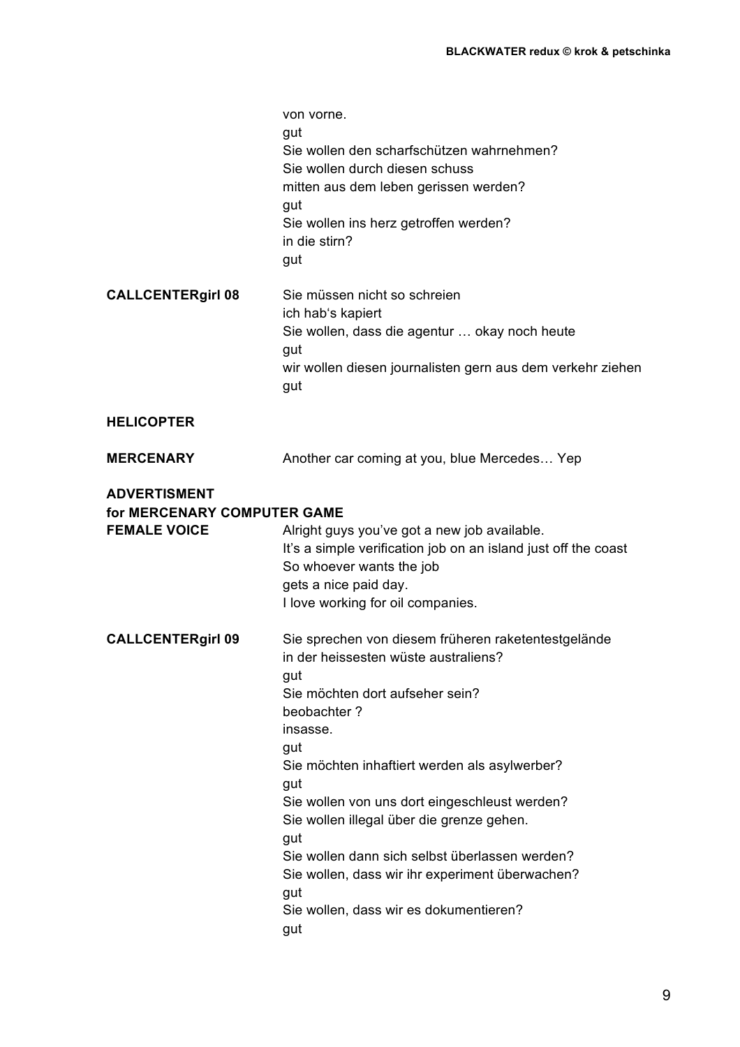von vorne.
gut
Sie wollen den scharfschützen wahrnehmen?
Sie wollen durch diesen schuss
mitten aus dem leben gerissen werden?
gut
Sie wollen ins herz getroffen werden?
in die stirn?
gut

**CALLCENTERgirl 08**

Sie müssen nicht so schreien
ich hab's kapiert
Sie wollen, dass die agentur … okay noch heute
gut
wir wollen diesen journalisten gern aus dem verkehr ziehen
gut

**HELICOPTER**

**MERCENARY**

Another car coming at you, blue Mercedes… Yep

**ADVERTISMENT**
**for MERCENARY COMPUTER GAME**
**FEMALE VOICE**

Alright guys you've got a new job available.
It's a simple verification job on an island just off the coast
So whoever wants the job
gets a nice paid day.
I love working for oil companies.

**CALLCENTERgirl 09**

Sie sprechen von diesem früheren raketentestgelände
in der heissesten wüste australiens?
gut
Sie möchten dort aufseher sein?
beobachter ?
insasse.
gut
Sie möchten inhaftiert werden als asylwerber?
gut
Sie wollen von uns dort eingeschleust werden?
Sie wollen illegal über die grenze gehen.
gut
Sie wollen dann sich selbst überlassen werden?
Sie wollen, dass wir ihr experiment überwachen?
gut
Sie wollen, dass wir es dokumentieren?
gut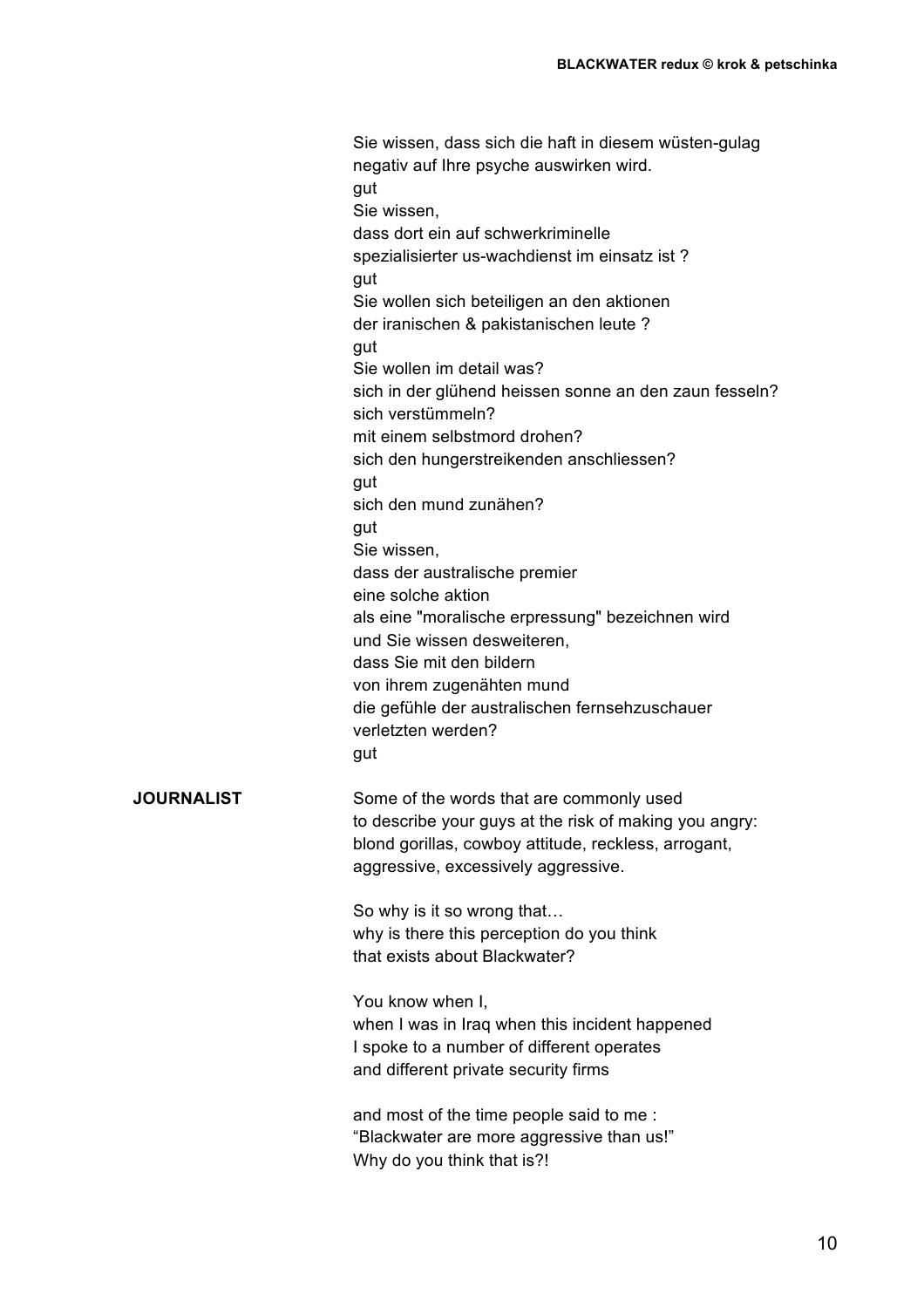Sie wissen, dass sich die haft in diesem wüsten-gulag
negativ auf Ihre psyche auswirken wird.
gut
Sie wissen,
dass dort ein auf schwerkriminelle
spezialisierter us-wachdienst im einsatz ist ?
gut
Sie wollen sich beteiligen an den aktionen
der iranischen & pakistanischen leute ?
gut
Sie wollen im detail was?
sich in der glühend heissen sonne an den zaun fesseln?
sich verstümmeln?
mit einem selbstmord drohen?
sich den hungerstreikenden anschliessen?
gut
sich den mund zunähen?
gut
Sie wissen,
dass der australische premier
eine solche aktion
als eine "moralische erpressung" bezeichnen wird
und Sie wissen desweiteren,
dass Sie mit den bildern
von ihrem zugenähten mund
die gefühle der australischen fernsehzuschauer
verletzten werden?
gut

**JOURNALIST**

Some of the words that are commonly used
to describe your guys at the risk of making you angry:
blond gorillas, cowboy attitude, reckless, arrogant,
aggressive, excessively aggressive.

So why is it so wrong that…
why is there this perception do you think
that exists about Blackwater?

You know when I,
when I was in Iraq when this incident happened
I spoke to a number of different operates
and different private security firms

and most of the time people said to me :
“Blackwater are more aggressive than us!”
Why do you think that is?!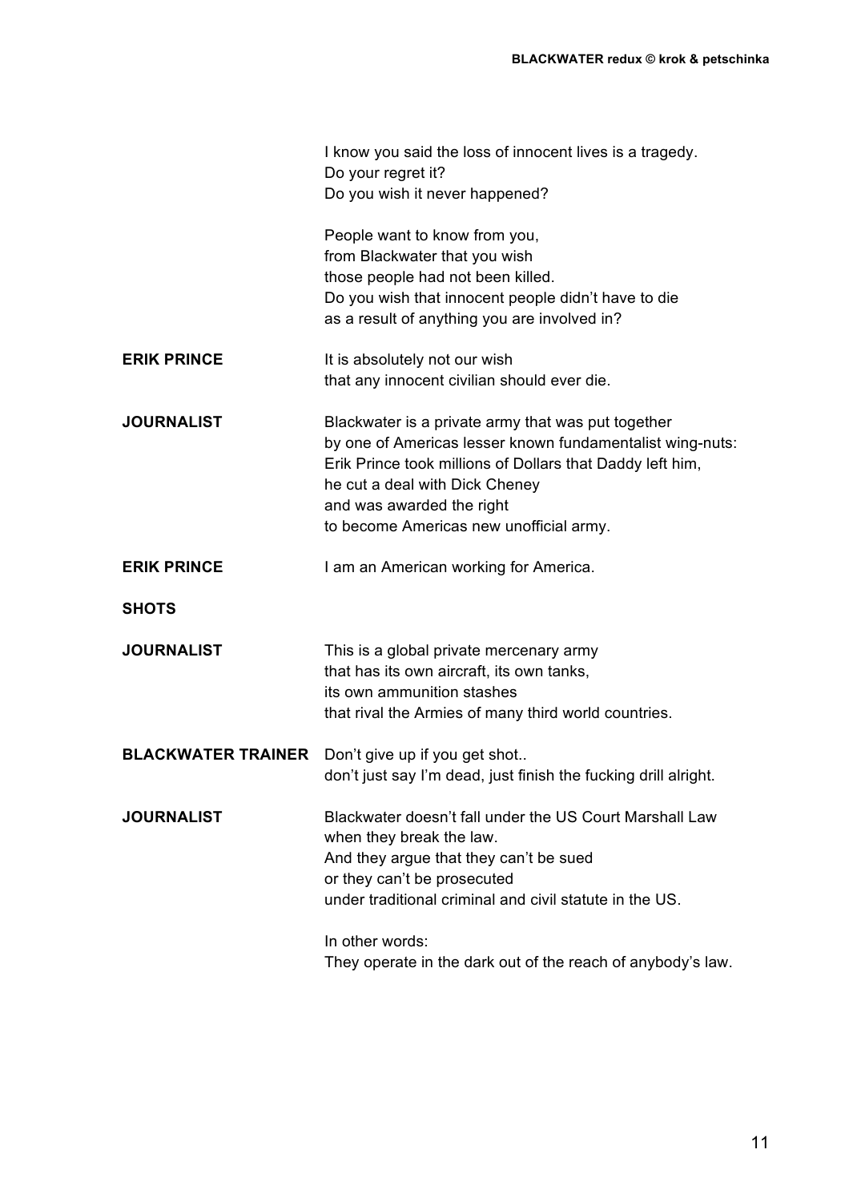I know you said the loss of innocent lives is a tragedy.
Do your regret it?
Do you wish it never happened?

People want to know from you,
from Blackwater that you wish
those people had not been killed.
Do you wish that innocent people didn't have to die
as a result of anything you are involved in?

**ERIK PRINCE** It is absolutely not our wish
that any innocent civilian should ever die.

**JOURNALIST** Blackwater is a private army that was put together
by one of Americas lesser known fundamentalist wing-nuts:
Erik Prince took millions of Dollars that Daddy left him,
he cut a deal with Dick Cheney
and was awarded the right
to become Americas new unofficial army.

**ERIK PRINCE** I am an American working for America.

**SHOTS**

**JOURNALIST** This is a global private mercenary army
that has its own aircraft, its own tanks,
its own ammunition stashes
that rival the Armies of many third world countries.

**BLACKWATER TRAINER** Don't give up if you get shot..
don't just say I'm dead, just finish the fucking drill alright.

**JOURNALIST** Blackwater doesn't fall under the US Court Marshall Law
when they break the law.
And they argue that they can't be sued
or they can't be prosecuted
under traditional criminal and civil statute in the US.

In other words:
They operate in the dark out of the reach of anybody's law.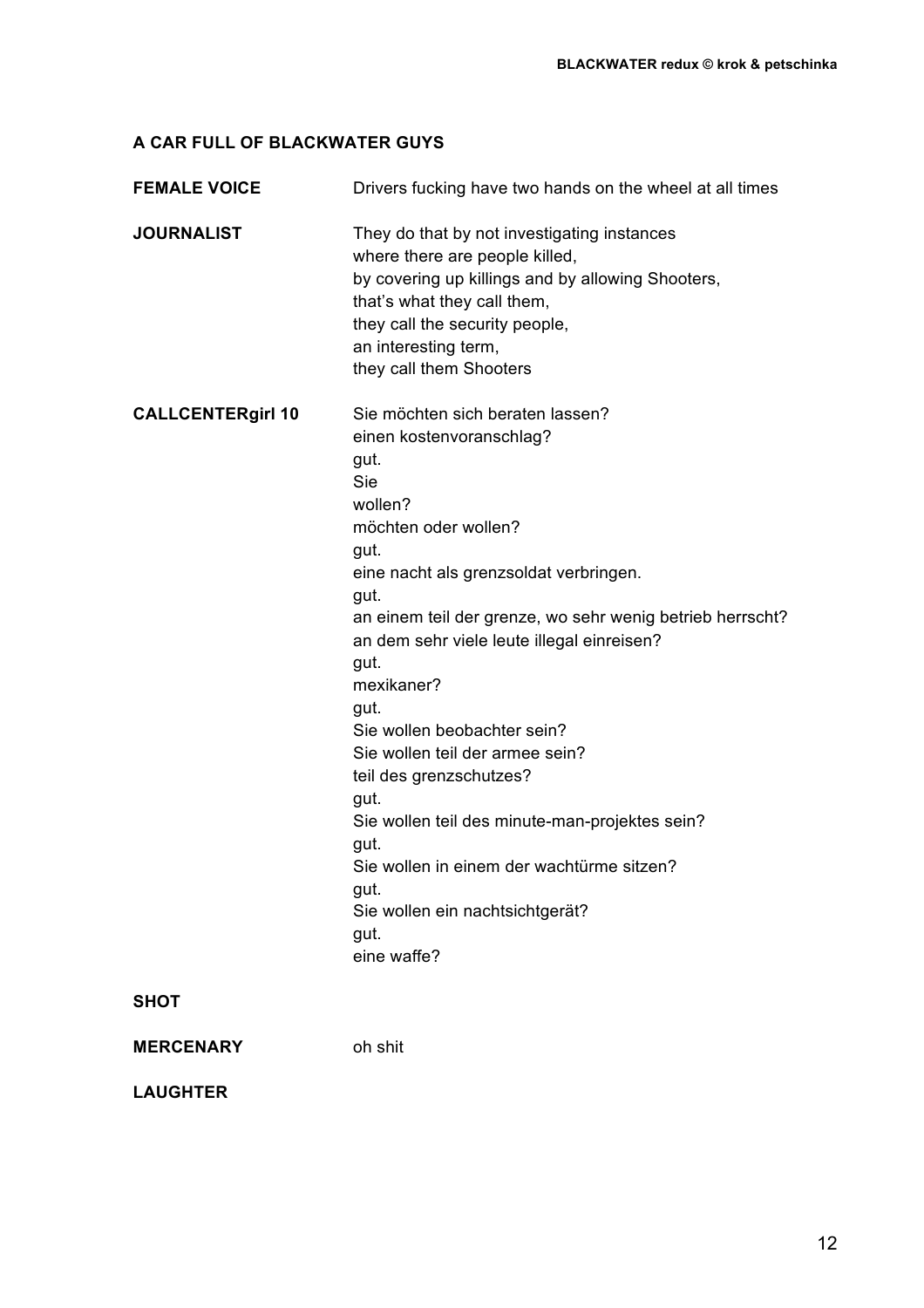**A CAR FULL OF BLACKWATER GUYS**

**FEMALE VOICE** Drivers fucking have two hands on the wheel at all times

**JOURNALIST** They do that by not investigating instances
where there are people killed,
by covering up killings and by allowing Shooters,
that's what they call them,
they call the security people,
an interesting term,
they call them Shooters

**CALLCENTERgirl 10** Sie möchten sich beraten lassen?
einen kostenvoranschlag?
gut.
Sie
wollen?
möchten oder wollen?
gut.
eine nacht als grenzsoldat verbringen.
gut.
an einem teil der grenze, wo sehr wenig betrieb herrscht?
an dem sehr viele leute illegal einreisen?
gut.
mexikaner?
gut.
Sie wollen beobachter sein?
Sie wollen teil der armee sein?
teil des grenzschutzes?
gut.
Sie wollen teil des minute-man-projektes sein?
gut.
Sie wollen in einem der wachtürme sitzen?
gut.
Sie wollen ein nachtsichtgerät?
gut.
eine waffe?

**SHOT**

**MERCENARY** oh shit

**LAUGHTER**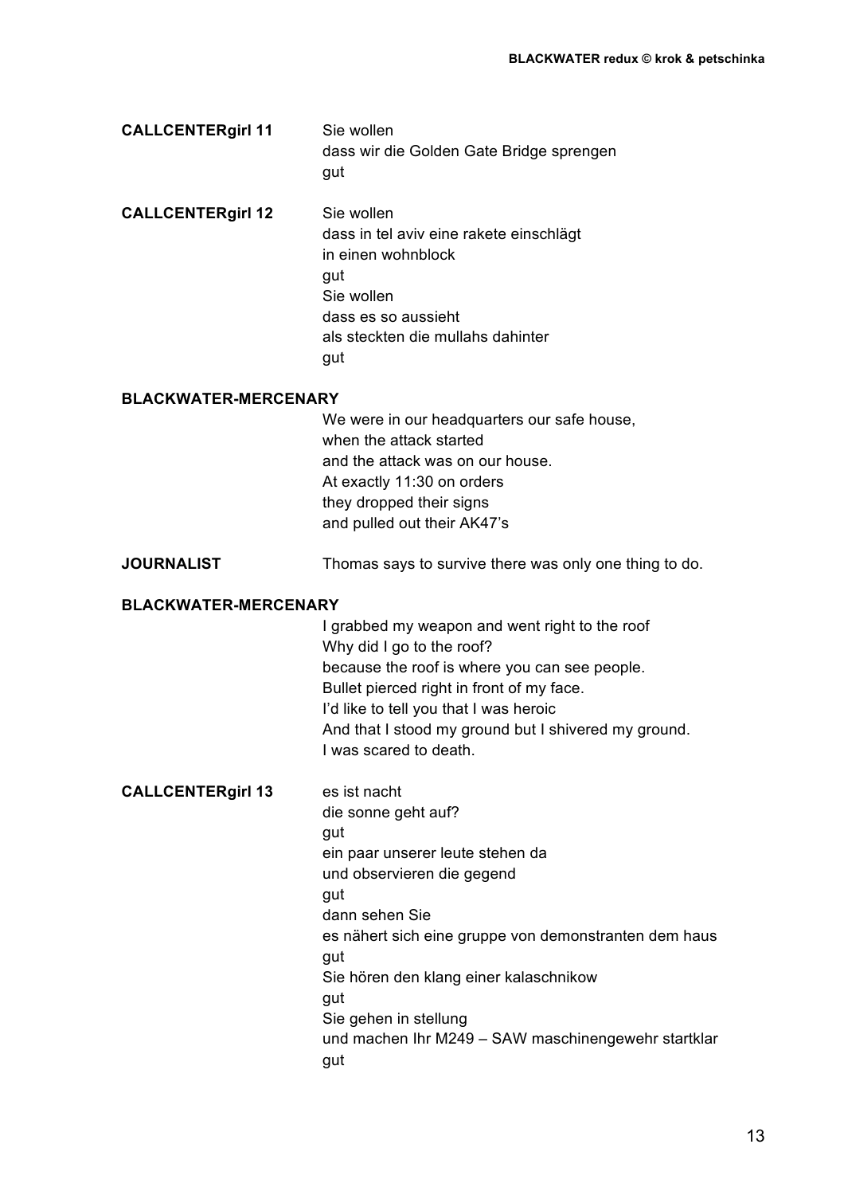**CALLCENTERgirl 11**

Sie wollen
dass wir die Golden Gate Bridge sprengen
gut

**CALLCENTERgirl 12**

Sie wollen
dass in tel aviv eine rakete einschlägt
in einen wohnblock
gut
Sie wollen
dass es so aussieht
als steckten die mullahs dahinter
gut

**BLACKWATER-MERCENARY**

We were in our headquarters our safe house,
when the attack started
and the attack was on our house.
At exactly 11:30 on orders
they dropped their signs
and pulled out their AK47's

**JOURNALIST**

Thomas says to survive there was only one thing to do.

**BLACKWATER-MERCENARY**

I grabbed my weapon and went right to the roof
Why did I go to the roof?
because the roof is where you can see people.
Bullet pierced right in front of my face.
I'd like to tell you that I was heroic
And that I stood my ground but I shivered my ground.
I was scared to death.

**CALLCENTERgirl 13**

es ist nacht
die sonne geht auf?
gut
ein paar unserer leute stehen da
und observieren die gegend
gut
dann sehen Sie
es nähert sich eine gruppe von demonstranten dem haus
gut
Sie hören den klang einer kalaschnikow
gut
Sie gehen in stellung
und machen Ihr M249 – SAW maschinengewehr startklar
gut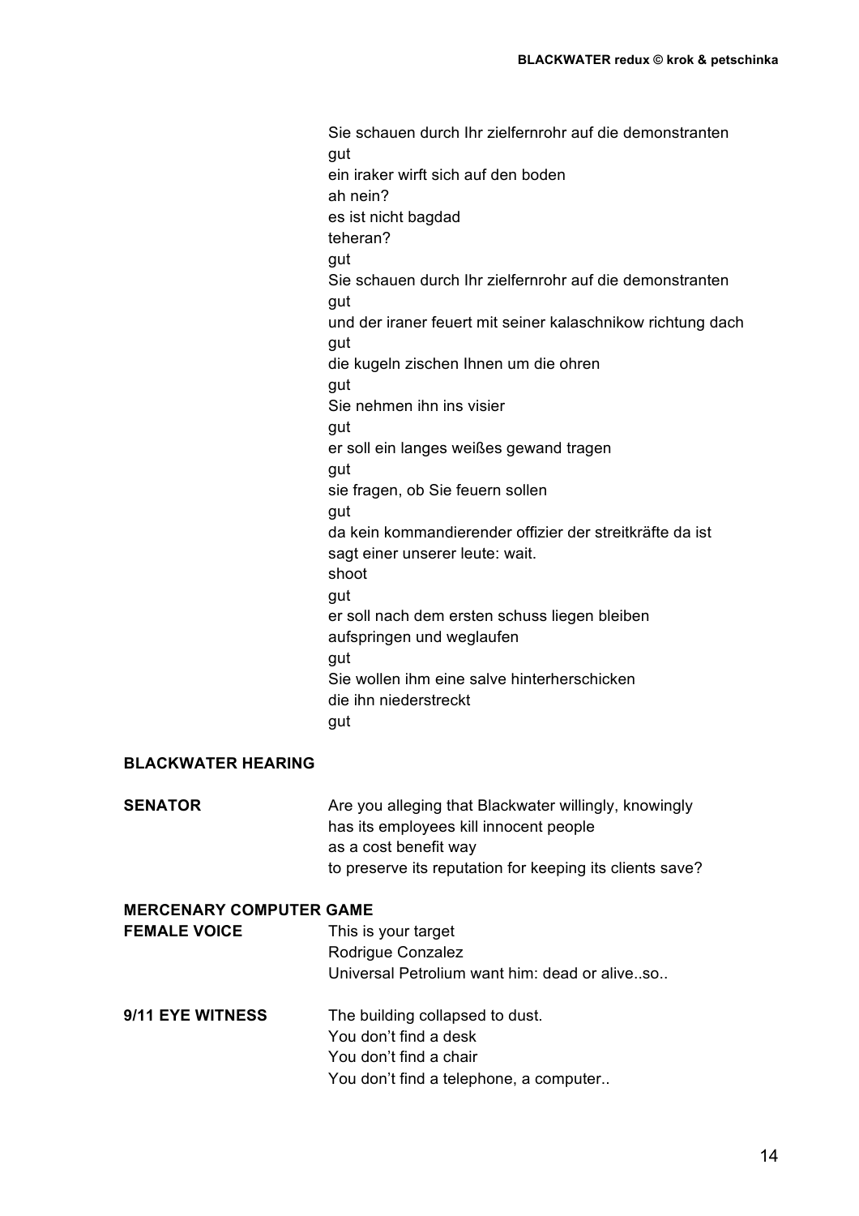Sie schauen durch Ihr zielfernrohr auf die demonstranten
gut
ein iraker wirft sich auf den boden
ah nein?
es ist nicht bagdad
teheran?
gut
Sie schauen durch Ihr zielfernrohr auf die demonstranten
gut
und der iraner feuert mit seiner kalaschnikow richtung dach
gut
die kugeln zischen Ihnen um die ohren
gut
Sie nehmen ihn ins visier
gut
er soll ein langes weißes gewand tragen
gut
sie fragen, ob Sie feuern sollen
gut
da kein kommandierender offizier der streitkräfte da ist
sagt einer unserer leute: wait.
shoot
gut
er soll nach dem ersten schuss liegen bleiben
aufspringen und weglaufen
gut
Sie wollen ihm eine salve hinterherschicken
die ihn niederstreckt
gut

**BLACKWATER HEARING**

**SENATOR** Are you alleging that Blackwater willingly, knowingly
has its employees kill innocent people
as a cost benefit way
to preserve its reputation for keeping its clients save?

**MERCENARY COMPUTER GAME**

**FEMALE VOICE** This is your target
Rodrigue Conzalez
Universal Petrolium want him: dead or alive..so..

**9/11 EYE WITNESS** The building collapsed to dust.
You don't find a desk
You don't find a chair
You don't find a telephone, a computer..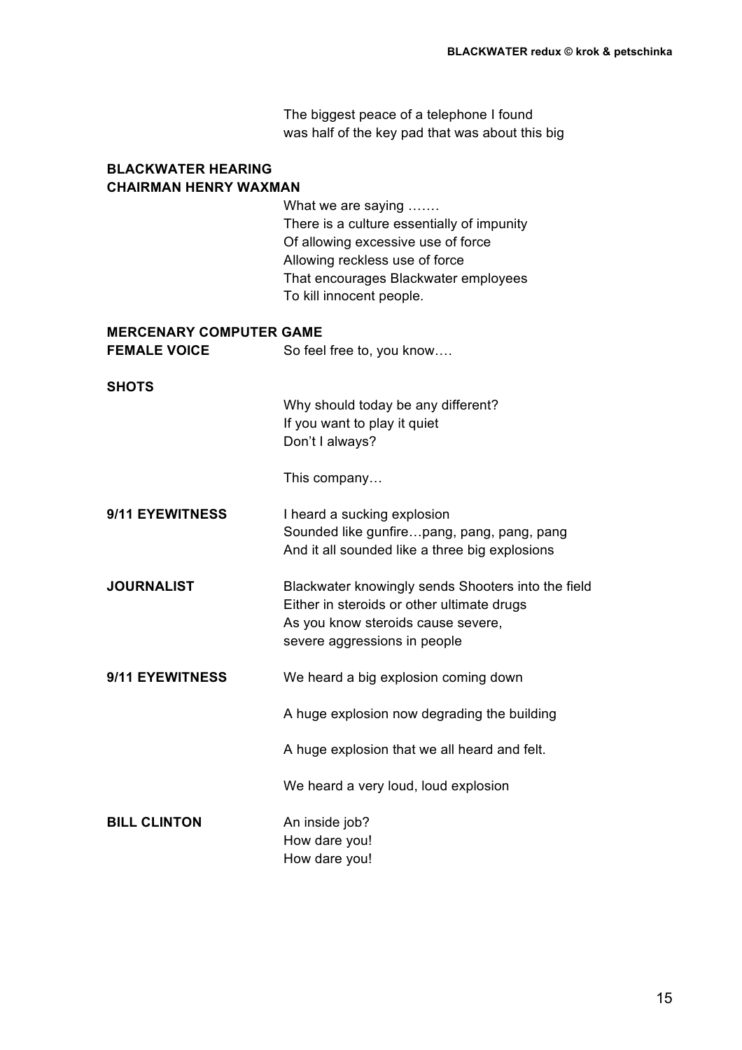The biggest peace of a telephone I found
was half of the key pad that was about this big

**BLACKWATER HEARING**
**CHAIRMAN HENRY WAXMAN**

What we are saying …….
There is a culture essentially of impunity
Of allowing excessive use of force
Allowing reckless use of force
That encourages Blackwater employees
To kill innocent people.

**MERCENARY COMPUTER GAME**
**FEMALE VOICE** So feel free to, you know….

**SHOTS**

Why should today be any different?
If you want to play it quiet
Don't I always?

This company…

**9/11 EYEWITNESS** I heard a sucking explosion
Sounded like gunfire…pang, pang, pang, pang
And it all sounded like a three big explosions

**JOURNALIST** Blackwater knowingly sends Shooters into the field
Either in steroids or other ultimate drugs
As you know steroids cause severe,
severe aggressions in people

**9/11 EYEWITNESS** We heard a big explosion coming down

A huge explosion now degrading the building

A huge explosion that we all heard and felt.

We heard a very loud, loud explosion

**BILL CLINTON** An inside job?
How dare you!
How dare you!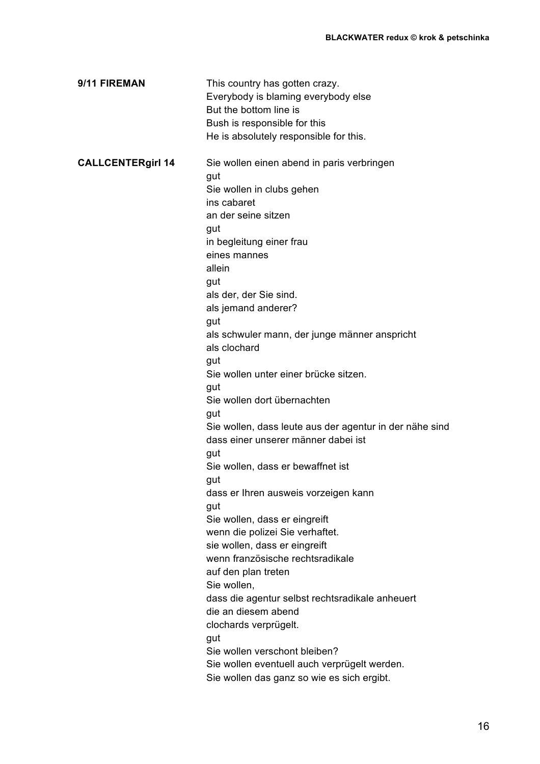**9/11 FIREMAN**

This country has gotten crazy.
Everybody is blaming everybody else
But the bottom line is
Bush is responsible for this
He is absolutely responsible for this.

**CALLCENTERgirl 14**

Sie wollen einen abend in paris verbringen
gut
Sie wollen in clubs gehen
ins cabaret
an der seine sitzen
gut
in begleitung einer frau
eines mannes
allein
gut
als der, der Sie sind.
als jemand anderer?
gut
als schwuler mann, der junge männer anspricht
als clochard
gut
Sie wollen unter einer brücke sitzen.
gut
Sie wollen dort übernachten
gut
Sie wollen, dass leute aus der agentur in der nähe sind
dass einer unserer männer dabei ist
gut
Sie wollen, dass er bewaffnet ist
gut
dass er Ihren ausweis vorzeigen kann
gut
Sie wollen, dass er eingreift
wenn die polizei Sie verhaftet.
sie wollen, dass er eingreift
wenn französische rechtsradikale
auf den plan treten
Sie wollen,
dass die agentur selbst rechtsradikale anheuert
die an diesem abend
clochards verprügelt.
gut
Sie wollen verschont bleiben?
Sie wollen eventuell auch verprügelt werden.
Sie wollen das ganz so wie es sich ergibt.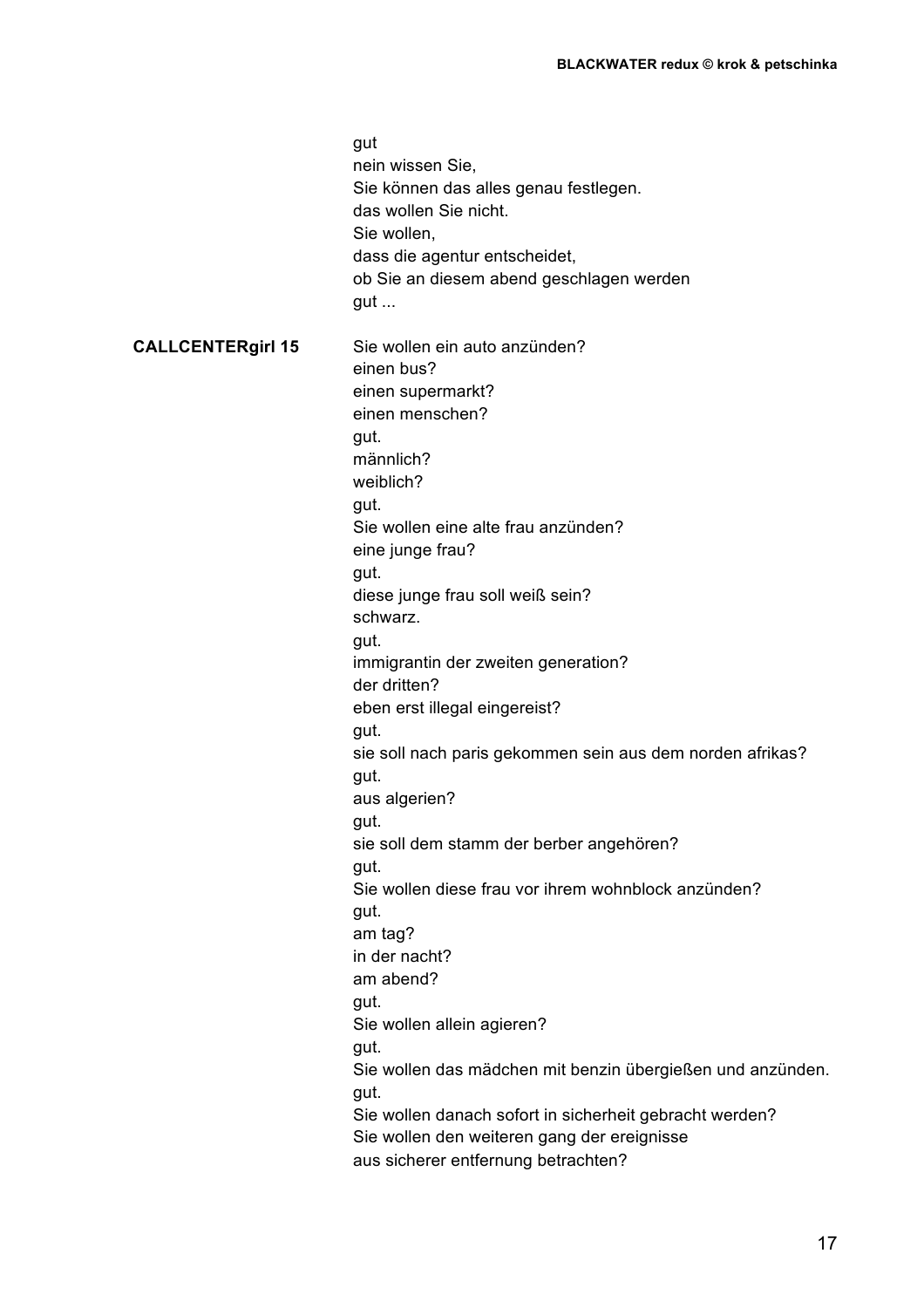gut
nein wissen Sie,
Sie können das alles genau festlegen.
das wollen Sie nicht.
Sie wollen,
dass die agentur entscheidet,
ob Sie an diesem abend geschlagen werden
gut ...

**CALLCENTERgirl 15**

Sie wollen ein auto anzünden?
einen bus?
einen supermarkt?
einen menschen?
gut.
männlich?
weiblich?
gut.
Sie wollen eine alte frau anzünden?
eine junge frau?
gut.
diese junge frau soll weiß sein?
schwarz.
gut.
immigrantin der zweiten generation?
der dritten?
eben erst illegal eingereist?
gut.
sie soll nach paris gekommen sein aus dem norden afrikas?
gut.
aus algerien?
gut.
sie soll dem stamm der berber angehören?
gut.
Sie wollen diese frau vor ihrem wohnblock anzünden?
gut.
am tag?
in der nacht?
am abend?
gut.
Sie wollen allein agieren?
gut.
Sie wollen das mädchen mit benzin übergießen und anzünden.
gut.
Sie wollen danach sofort in sicherheit gebracht werden?
Sie wollen den weiteren gang der ereignisse
aus sicherer entfernung betrachten?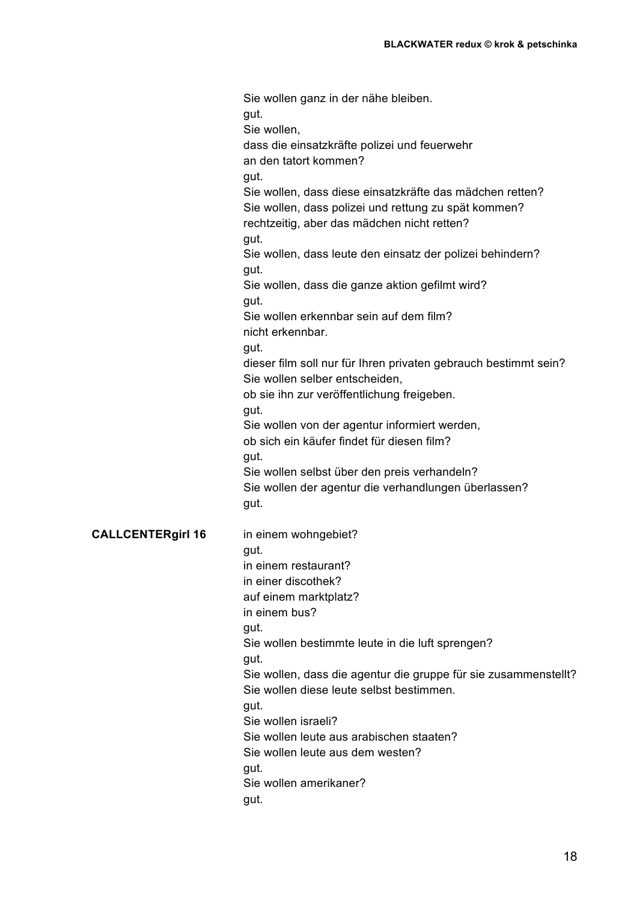Sie wollen ganz in der nähe bleiben.
gut.
Sie wollen,
dass die einsatzkräfte polizei und feuerwehr
an den tatort kommen?
gut.
Sie wollen, dass diese einsatzkräfte das mädchen retten?
Sie wollen, dass polizei und rettung zu spät kommen?
rechtzeitig, aber das mädchen nicht retten?
gut.
Sie wollen, dass leute den einsatz der polizei behindern?
gut.
Sie wollen, dass die ganze aktion gefilmt wird?
gut.
Sie wollen erkennbar sein auf dem film?
nicht erkennbar.
gut.
dieser film soll nur für Ihren privaten gebrauch bestimmt sein?
Sie wollen selber entscheiden,
ob sie ihn zur veröffentlichung freigeben.
gut.
Sie wollen von der agentur informiert werden,
ob sich ein käufer findet für diesen film?
gut.
Sie wollen selbst über den preis verhandeln?
Sie wollen der agentur die verhandlungen überlassen?
gut.

**CALLCENTERgirl 16**

in einem wohngebiet?
gut.
in einem restaurant?
in einer discothek?
auf einem marktplatz?
in einem bus?
gut.
Sie wollen bestimmte leute in die luft sprengen?
gut.
Sie wollen, dass die agentur die gruppe für sie zusammenstellt?
Sie wollen diese leute selbst bestimmen.
gut.
Sie wollen israeli?
Sie wollen leute aus arabischen staaten?
Sie wollen leute aus dem westen?
gut.
Sie wollen amerikaner?
gut.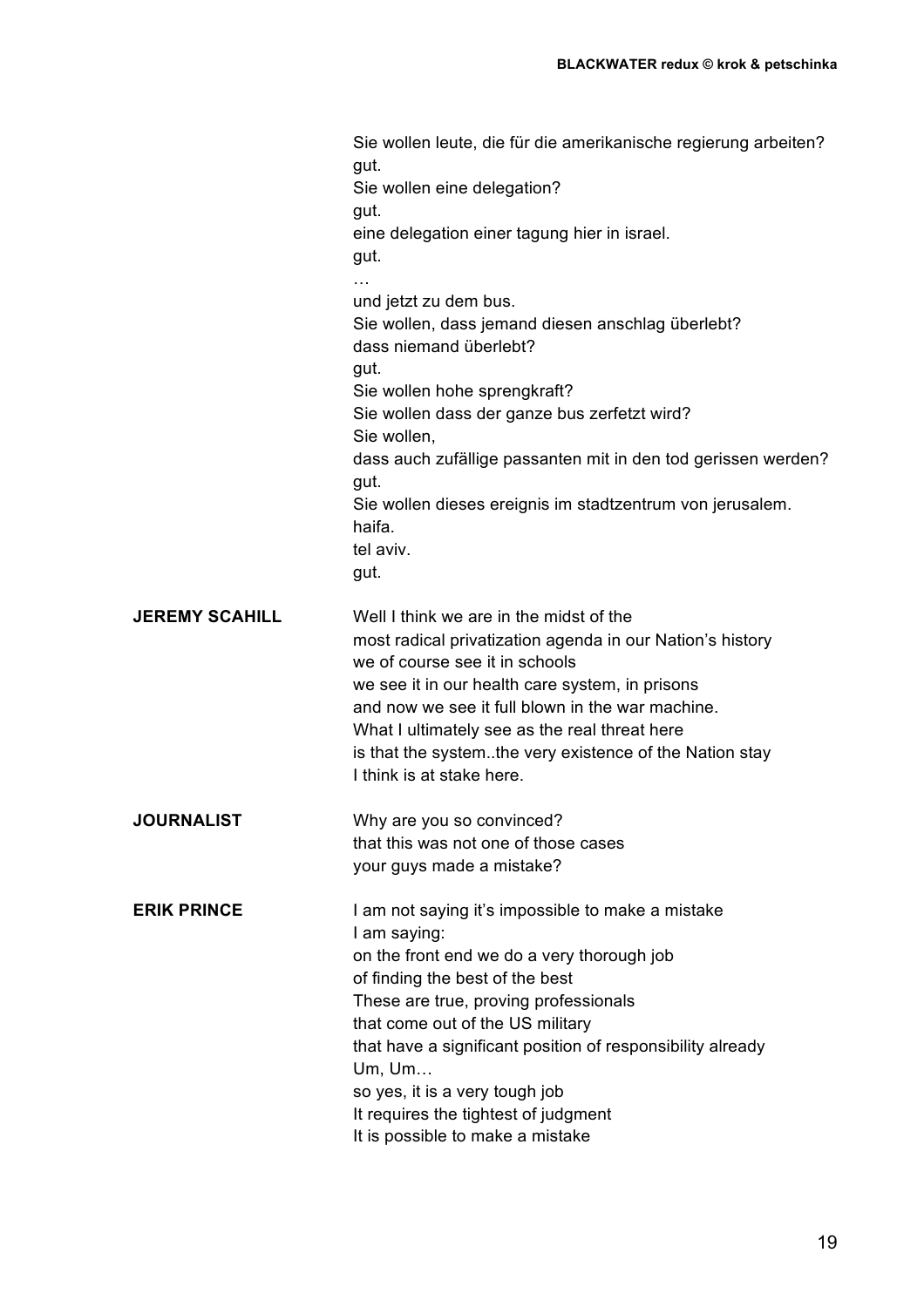Sie wollen leute, die für die amerikanische regierung arbeiten?
gut.
Sie wollen eine delegation?
gut.
eine delegation einer tagung hier in israel.
gut.
…
und jetzt zu dem bus.
Sie wollen, dass jemand diesen anschlag überlebt?
dass niemand überlebt?
gut.
Sie wollen hohe sprengkraft?
Sie wollen dass der ganze bus zerfetzt wird?
Sie wollen,
dass auch zufällige passanten mit in den tod gerissen werden?
gut.
Sie wollen dieses ereignis im stadtzentrum von jerusalem.
haifa.
tel aviv.
gut.

**JEREMY SCAHILL**

Well I think we are in the midst of the
most radical privatization agenda in our Nation's history
we of course see it in schools
we see it in our health care system, in prisons
and now we see it full blown in the war machine.
What I ultimately see as the real threat here
is that the system..the very existence of the Nation stay
I think is at stake here.

**JOURNALIST**

Why are you so convinced?
that this was not one of those cases
your guys made a mistake?

**ERIK PRINCE**

I am not saying it's impossible to make a mistake
I am saying:
on the front end we do a very thorough job
of finding the best of the best
These are true, proving professionals
that come out of the US military
that have a significant position of responsibility already
Um, Um…
so yes, it is a very tough job
It requires the tightest of judgment
It is possible to make a mistake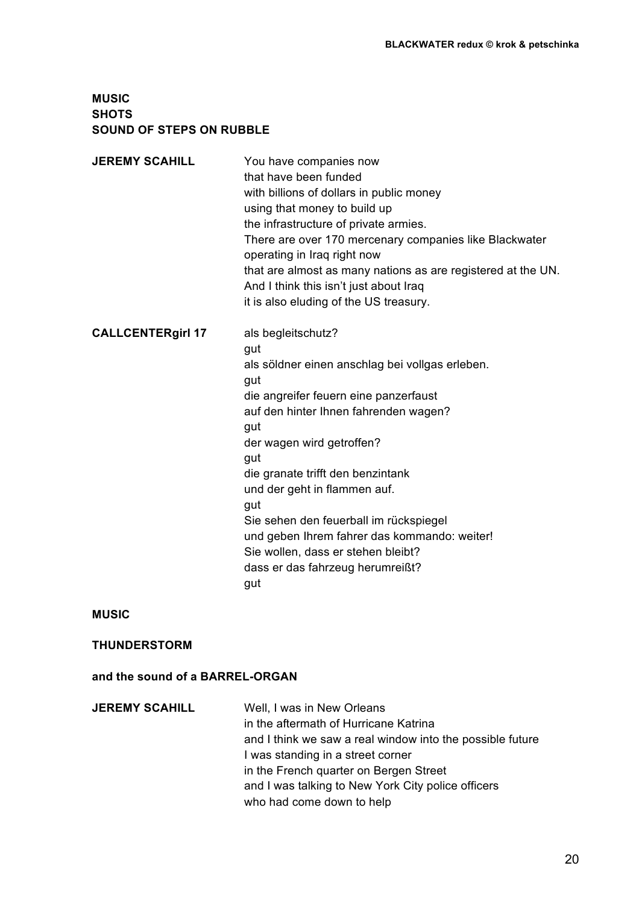**MUSIC**
**SHOTS**
**SOUND OF STEPS ON RUBBLE**

**JEREMY SCAHILL**

You have companies now
that have been funded
with billions of dollars in public money
using that money to build up
the infrastructure of private armies.
There are over 170 mercenary companies like Blackwater
operating in Iraq right now
that are almost as many nations as are registered at the UN.
And I think this isn't just about Iraq
it is also eluding of the US treasury.

**CALLCENTERgirl 17**

als begleitschutz?
gut
als söldner einen anschlag bei vollgas erleben.
gut
die angreifer feuern eine panzerfaust
auf den hinter Ihnen fahrenden wagen?
gut
der wagen wird getroffen?
gut
die granate trifft den benzintank
und der geht in flammen auf.
gut
Sie sehen den feuerball im rückspiegel
und geben Ihrem fahrer das kommando: weiter!
Sie wollen, dass er stehen bleibt?
dass er das fahrzeug herumreißt?
gut

**MUSIC**

**THUNDERSTORM**

**and the sound of a BARREL-ORGAN**

**JEREMY SCAHILL**

Well, I was in New Orleans
in the aftermath of Hurricane Katrina
and I think we saw a real window into the possible future
I was standing in a street corner
in the French quarter on Bergen Street
and I was talking to New York City police officers
who had come down to help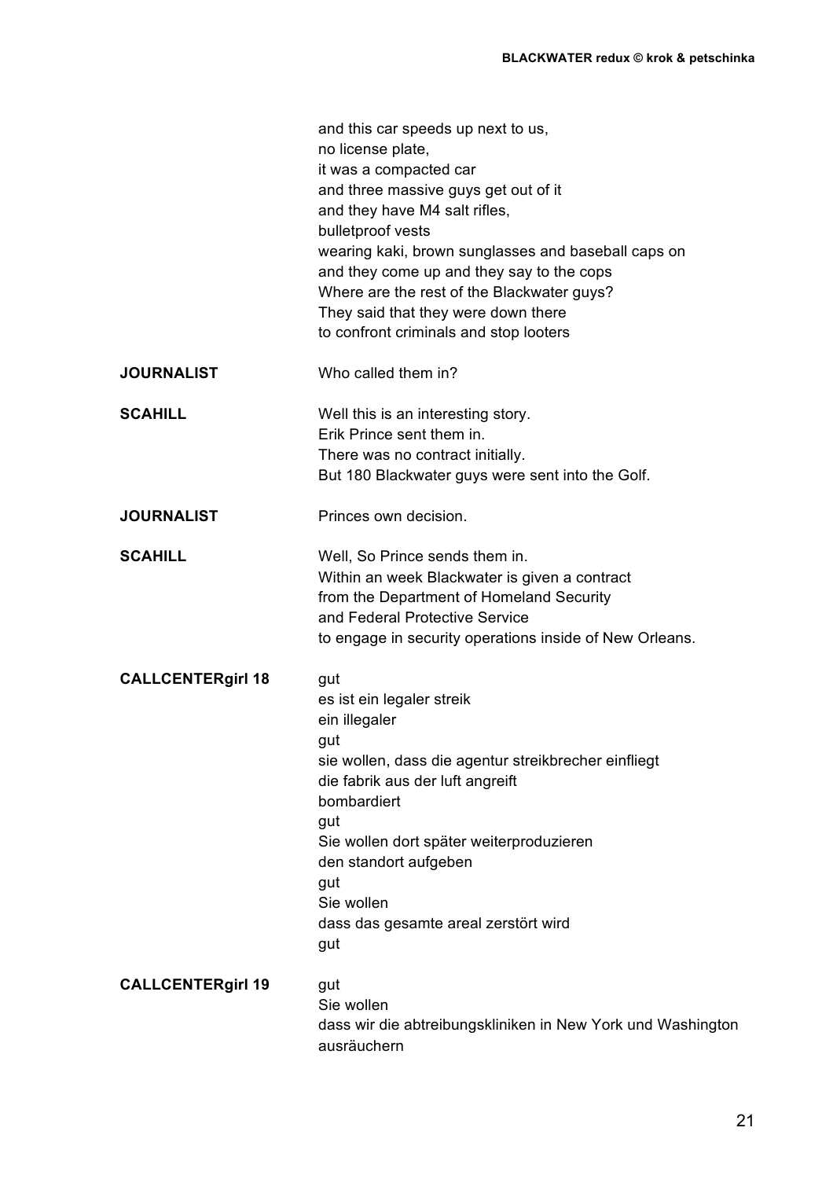and this car speeds up next to us,
no license plate,
it was a compacted car
and three massive guys get out of it
and they have M4 salt rifles,
bulletproof vests
wearing kaki, brown sunglasses and baseball caps on
and they come up and they say to the cops
Where are the rest of the Blackwater guys?
They said that they were down there
to confront criminals and stop looters

**JOURNALIST** Who called them in?

**SCAHILL** Well this is an interesting story.
Erik Prince sent them in.
There was no contract initially.
But 180 Blackwater guys were sent into the Golf.

**JOURNALIST** Princes own decision.

**SCAHILL** Well, So Prince sends them in.
Within an week Blackwater is given a contract
from the Department of Homeland Security
and Federal Protective Service
to engage in security operations inside of New Orleans.

**CALLCENTERgirl 18** gut
es ist ein legaler streik
ein illegaler
gut
sie wollen, dass die agentur streikbrecher einfliegt
die fabrik aus der luft angreift
bombardiert
gut
Sie wollen dort später weiterproduzieren
den standort aufgeben
gut
Sie wollen
dass das gesamte areal zerstört wird
gut

**CALLCENTERgirl 19** gut
Sie wollen
dass wir die abtreibungskliniken in New York und Washington
ausräuchern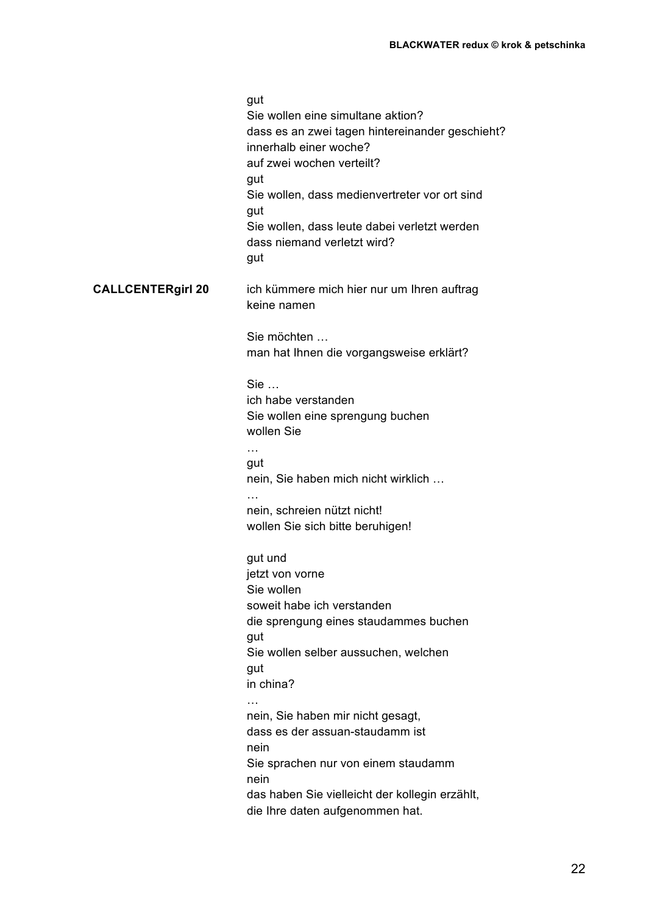gut
Sie wollen eine simultane aktion?
dass es an zwei tagen hintereinander geschieht?
innerhalb einer woche?
auf zwei wochen verteilt?
gut
Sie wollen, dass medienvertreter vor ort sind
gut
Sie wollen, dass leute dabei verletzt werden
dass niemand verletzt wird?
gut

**CALLCENTERgirl 20**

ich kümmere mich hier nur um Ihren auftrag
keine namen

Sie möchten …
man hat Ihnen die vorgangsweise erklärt?

Sie …
ich habe verstanden
Sie wollen eine sprengung buchen
wollen Sie
…
gut
nein, Sie haben mich nicht wirklich …
…
nein, schreien nützt nicht!
wollen Sie sich bitte beruhigen!

gut und
jetzt von vorne
Sie wollen
soweit habe ich verstanden
die sprengung eines staudammes buchen
gut
Sie wollen selber aussuchen, welchen
gut
in china?
…
nein, Sie haben mir nicht gesagt,
dass es der assuan-staudamm ist
nein
Sie sprachen nur von einem staudamm
nein
das haben Sie vielleicht der kollegin erzählt,
die Ihre daten aufgenommen hat.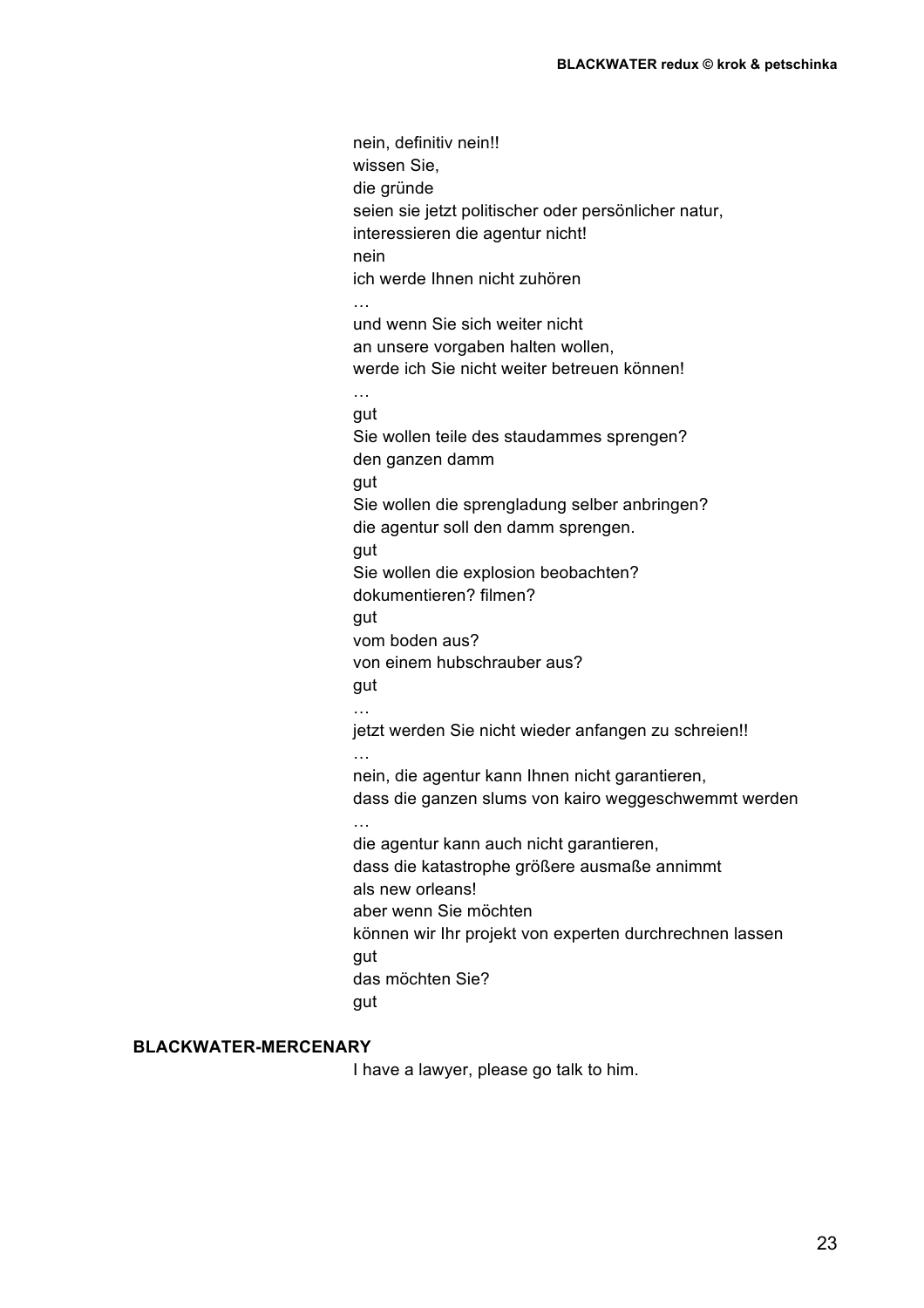nein, definitiv nein!!  
wissen Sie,  
die gründe  
seien sie jetzt politischer oder persönlicher natur,  
interessieren die agentur nicht!  
nein  
ich werde Ihnen nicht zuhören  
…  
und wenn Sie sich weiter nicht  
an unsere vorgaben halten wollen,  
werde ich Sie nicht weiter betreuen können!  
…  
gut  
Sie wollen teile des staudammes sprengen?  
den ganzen damm  
gut  
Sie wollen die sprengladung selber anbringen?  
die agentur soll den damm sprengen.  
gut  
Sie wollen die explosion beobachten?  
dokumentieren? filmen?  
gut  
vom boden aus?  
von einem hubschrauber aus?  
gut  
…  
jetzt werden Sie nicht wieder anfangen zu schreien!!  
…  
nein, die agentur kann Ihnen nicht garantieren,  
dass die ganzen slums von kairo weggeschwemmt werden  
…  
die agentur kann auch nicht garantieren,  
dass die katastrophe größere ausmaße annimmt  
als new orleans!  
aber wenn Sie möchten  
können wir Ihr projekt von experten durchrechnen lassen  
gut  
das möchten Sie?  
gut

**BLACKWATER-MERCENARY**

I have a lawyer, please go talk to him.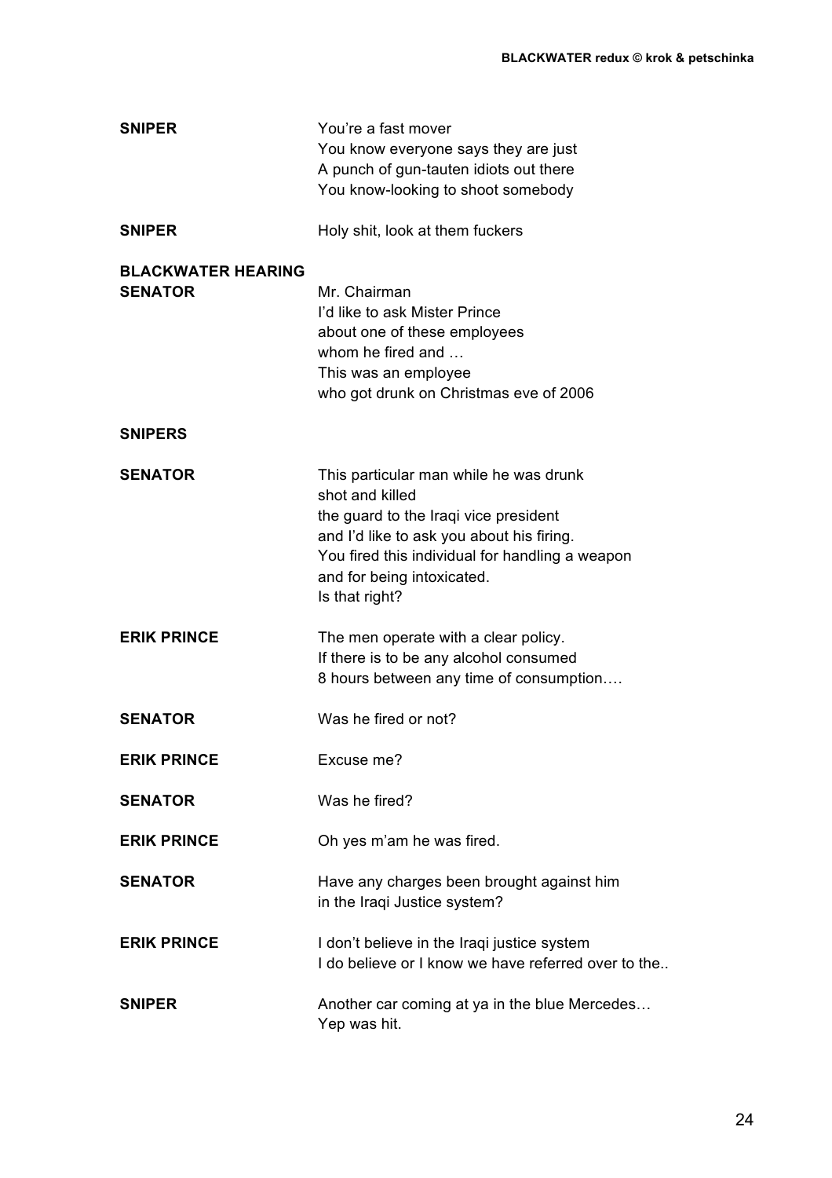**SNIPER** You're a fast mover
You know everyone says they are just
A punch of gun-tauten idiots out there
You know-looking to shoot somebody

**SNIPER** Holy shit, look at them fuckers

**BLACKWATER HEARING**

**SENATOR** Mr. Chairman
I'd like to ask Mister Prince
about one of these employees
whom he fired and …
This was an employee
who got drunk on Christmas eve of 2006

**SNIPERS**

**SENATOR** This particular man while he was drunk
shot and killed
the guard to the Iraqi vice president
and I'd like to ask you about his firing.
You fired this individual for handling a weapon
and for being intoxicated.
Is that right?

**ERIK PRINCE** The men operate with a clear policy.
If there is to be any alcohol consumed
8 hours between any time of consumption….

**SENATOR** Was he fired or not?

**ERIK PRINCE** Excuse me?

**SENATOR** Was he fired?

**ERIK PRINCE** Oh yes m'am he was fired.

**SENATOR** Have any charges been brought against him
in the Iraqi Justice system?

**ERIK PRINCE** I don't believe in the Iraqi justice system
I do believe or I know we have referred over to the..

**SNIPER** Another car coming at ya in the blue Mercedes…
Yep was hit.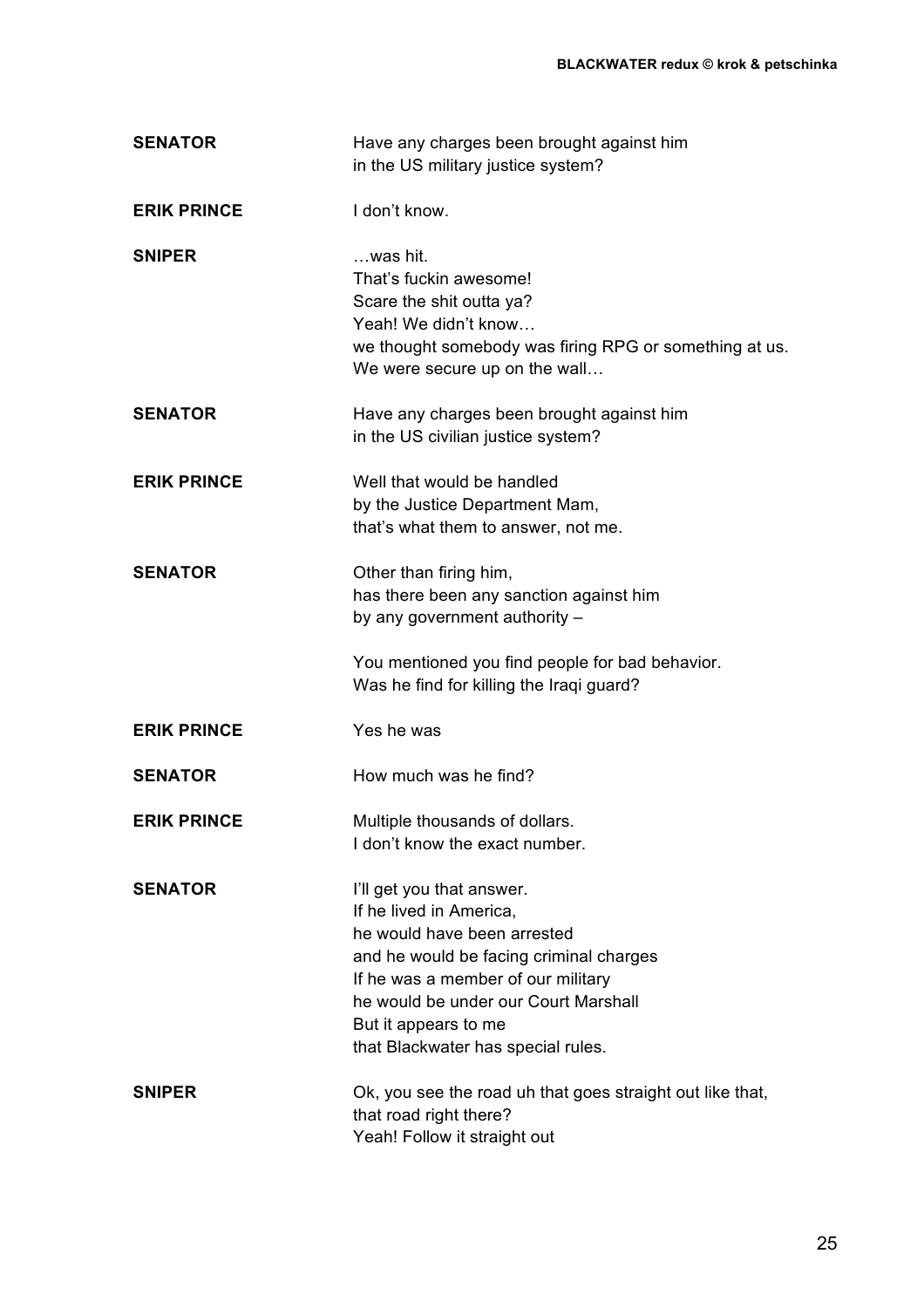**SENATOR** Have any charges been brought against him
in the US military justice system?

**ERIK PRINCE** I don't know.

**SNIPER** …was hit.
That's fuckin awesome!
Scare the shit outta ya?
Yeah! We didn't know…
we thought somebody was firing RPG or something at us.
We were secure up on the wall…

**SENATOR** Have any charges been brought against him
in the US civilian justice system?

**ERIK PRINCE** Well that would be handled
by the Justice Department Mam,
that's what them to answer, not me.

**SENATOR** Other than firing him,
has there been any sanction against him
by any government authority –

You mentioned you find people for bad behavior.
Was he find for killing the Iraqi guard?

**ERIK PRINCE** Yes he was

**SENATOR** How much was he find?

**ERIK PRINCE** Multiple thousands of dollars.
I don't know the exact number.

**SENATOR** I'll get you that answer.
If he lived in America,
he would have been arrested
and he would be facing criminal charges
If he was a member of our military
he would be under our Court Marshall
But it appears to me
that Blackwater has special rules.

**SNIPER** Ok, you see the road uh that goes straight out like that,
that road right there?
Yeah! Follow it straight out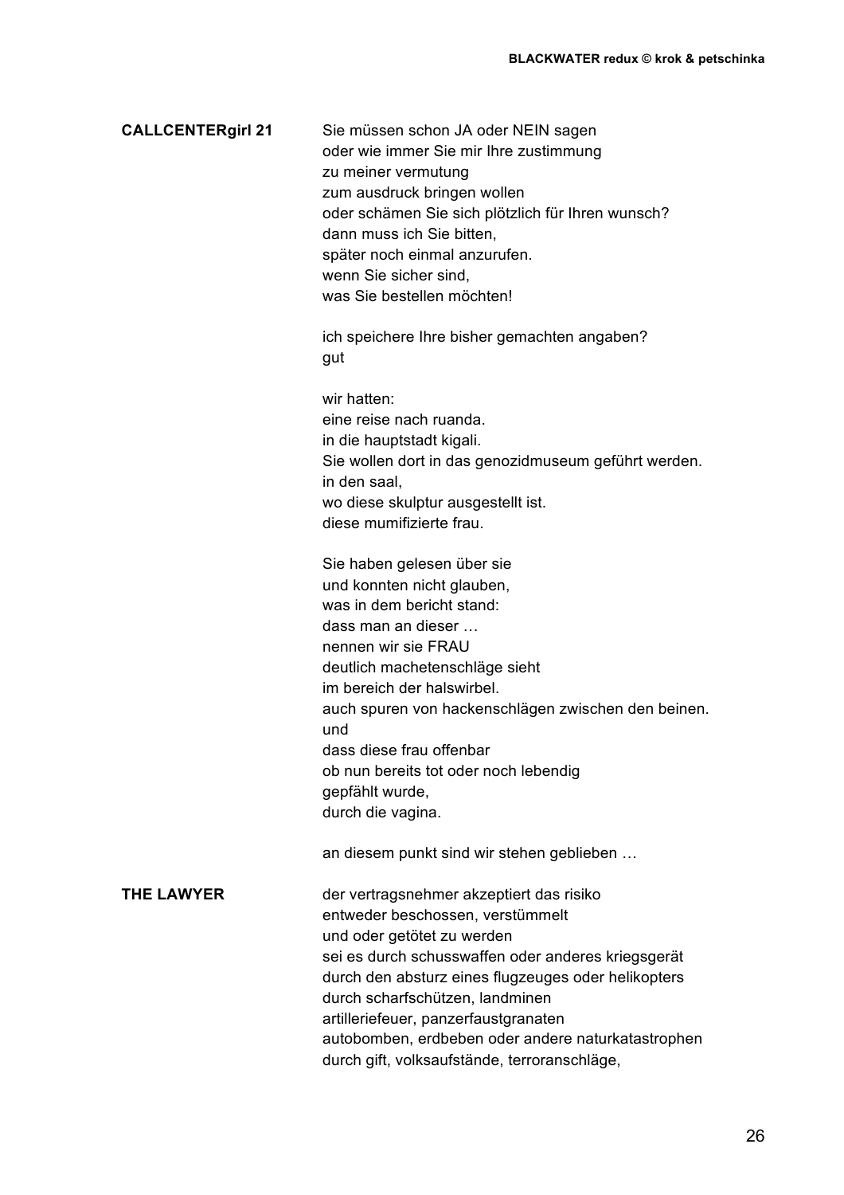**CALLCENTERgirl 21**

Sie müssen schon JA oder NEIN sagen
oder wie immer Sie mir Ihre zustimmung
zu meiner vermutung
zum ausdruck bringen wollen
oder schämen Sie sich plötzlich für Ihren wunsch?
dann muss ich Sie bitten,
später noch einmal anzurufen.
wenn Sie sicher sind,
was Sie bestellen möchten!

ich speichere Ihre bisher gemachten angaben?
gut

wir hatten:
eine reise nach ruanda.
in die hauptstadt kigali.
Sie wollen dort in das genozidmuseum geführt werden.
in den saal,
wo diese skulptur ausgestellt ist.
diese mumifizierte frau.

Sie haben gelesen über sie
und konnten nicht glauben,
was in dem bericht stand:
dass man an dieser …
nennen wir sie FRAU
deutlich machetenschläge sieht
im bereich der halswirbel.
auch spuren von hackenschlägen zwischen den beinen.
und
dass diese frau offenbar
ob nun bereits tot oder noch lebendig
gepfählt wurde,
durch die vagina.

an diesem punkt sind wir stehen geblieben …

**THE LAWYER**

der vertragsnehmer akzeptiert das risiko
entweder beschossen, verstümmelt
und oder getötet zu werden
sei es durch schusswaffen oder anderes kriegsgerät
durch den absturz eines flugzeuges oder helikopters
durch scharfschützen, landminen
artilleriefeuer, panzerfaustgranaten
autobomben, erdbeben oder andere naturkatastrophen
durch gift, volksaufstände, terroranschläge,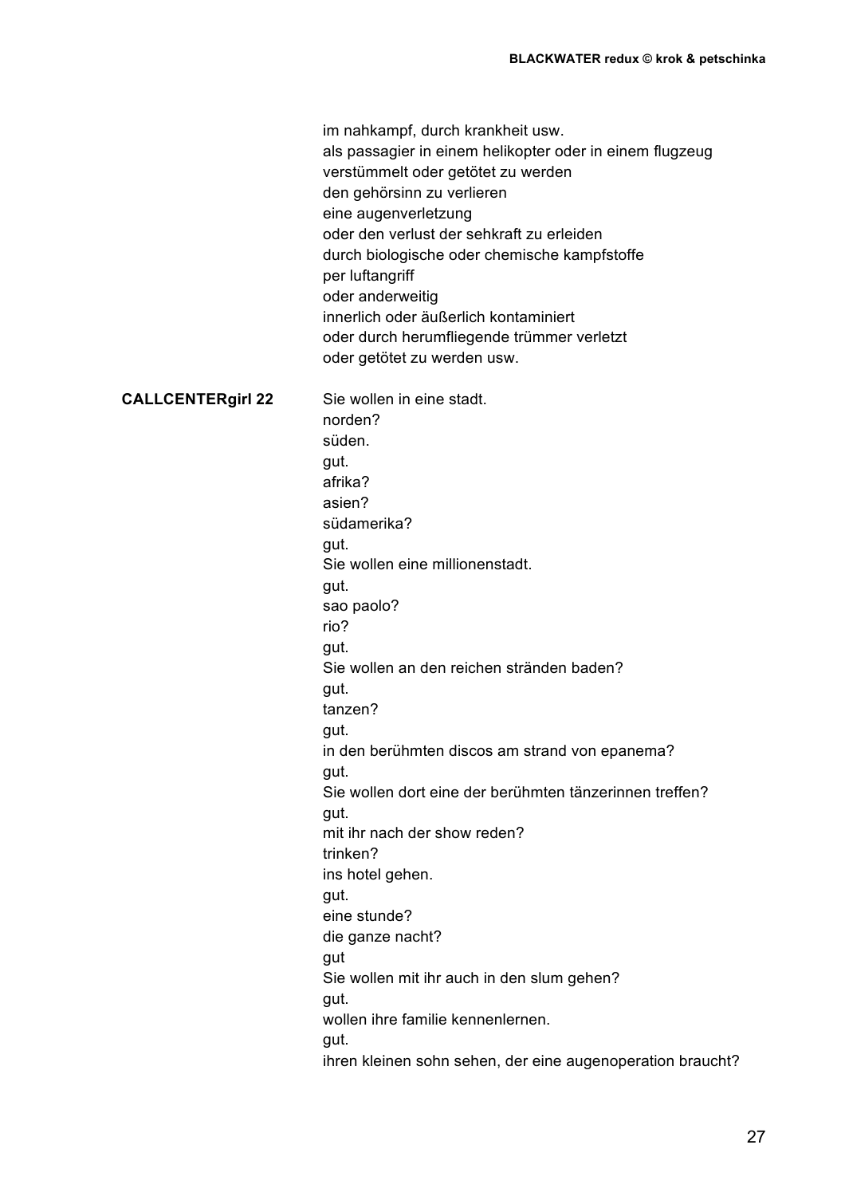im nahkampf, durch krankheit usw.
als passagier in einem helikopter oder in einem flugzeug
verstümmelt oder getötet zu werden
den gehörsinn zu verlieren
eine augenverletzung
oder den verlust der sehkraft zu erleiden
durch biologische oder chemische kampfstoffe
per luftangriff
oder anderweitig
innerlich oder äußerlich kontaminiert
oder durch herumfliegende trümmer verletzt
oder getötet zu werden usw.

**CALLCENTERgirl 22**

Sie wollen in eine stadt.
norden?
süden.
gut.
afrika?
asien?
südamerika?
gut.
Sie wollen eine millionenstadt.
gut.
sao paolo?
rio?
gut.
Sie wollen an den reichen stränden baden?
gut.
tanzen?
gut.
in den berühmten discos am strand von epanema?
gut.
Sie wollen dort eine der berühmten tänzerinnen treffen?
gut.
mit ihr nach der show reden?
trinken?
ins hotel gehen.
gut.
eine stunde?
die ganze nacht?
gut
Sie wollen mit ihr auch in den slum gehen?
gut.
wollen ihre familie kennenlernen.
gut.
ihren kleinen sohn sehen, der eine augenoperation braucht?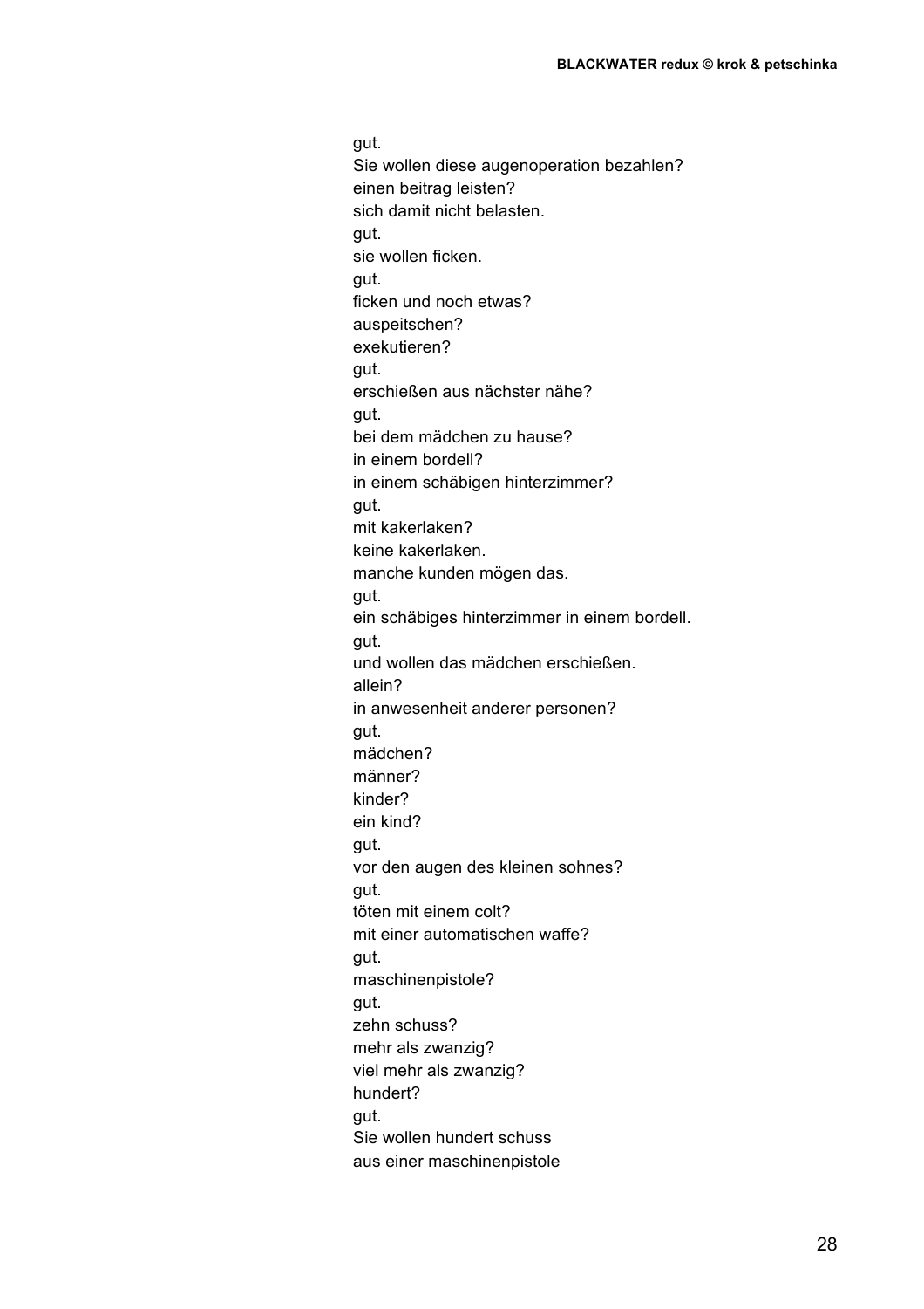gut.
Sie wollen diese augenoperation bezahlen?
einen beitrag leisten?
sich damit nicht belasten.
gut.
sie wollen ficken.
gut.
ficken und noch etwas?
auspeitschen?
exekutieren?
gut.
erschießen aus nächster nähe?
gut.
bei dem mädchen zu hause?
in einem bordell?
in einem schäbigen hinterzimmer?
gut.
mit kakerlaken?
keine kakerlaken.
manche kunden mögen das.
gut.
ein schäbiges hinterzimmer in einem bordell.
gut.
und wollen das mädchen erschießen.
allein?
in anwesenheit anderer personen?
gut.
mädchen?
männer?
kinder?
ein kind?
gut.
vor den augen des kleinen sohnes?
gut.
töten mit einem colt?
mit einer automatischen waffe?
gut.
maschinenpistole?
gut.
zehn schuss?
mehr als zwanzig?
viel mehr als zwanzig?
hundert?
gut.
Sie wollen hundert schuss
aus einer maschinenpistole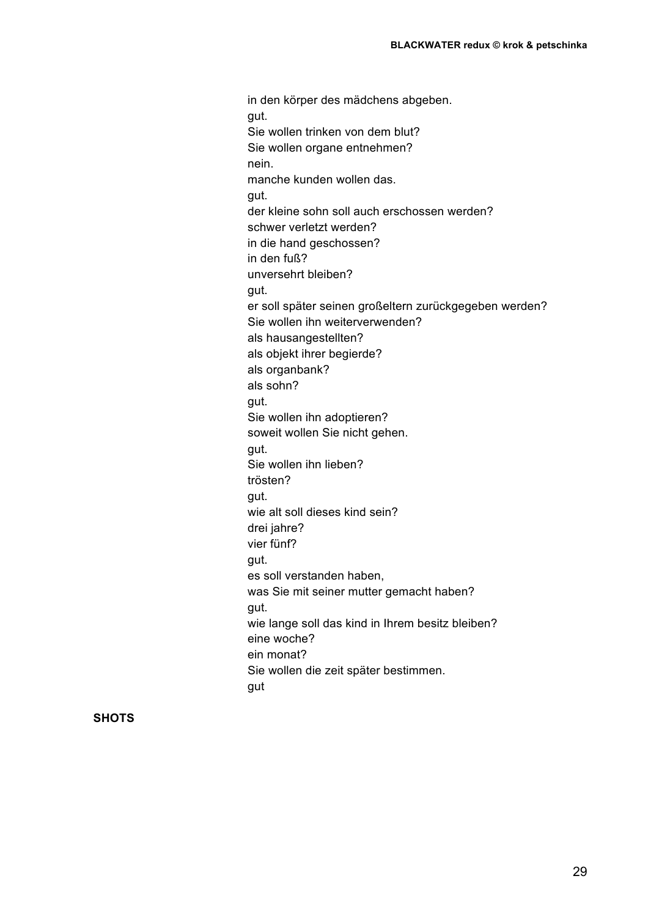in den körper des mädchens abgeben.
gut.
Sie wollen trinken von dem blut?
Sie wollen organe entnehmen?
nein.
manche kunden wollen das.
gut.
der kleine sohn soll auch erschossen werden?
schwer verletzt werden?
in die hand geschossen?
in den fuß?
unversehrt bleiben?
gut.
er soll später seinen großeltern zurückgegeben werden?
Sie wollen ihn weiterverwenden?
als hausangestellten?
als objekt ihrer begierde?
als organbank?
als sohn?
gut.
Sie wollen ihn adoptieren?
soweit wollen Sie nicht gehen.
gut.
Sie wollen ihn lieben?
trösten?
gut.
wie alt soll dieses kind sein?
drei jahre?
vier fünf?
gut.
es soll verstanden haben,
was Sie mit seiner mutter gemacht haben?
gut.
wie lange soll das kind in Ihrem besitz bleiben?
eine woche?
ein monat?
Sie wollen die zeit später bestimmen.
gut

**SHOTS**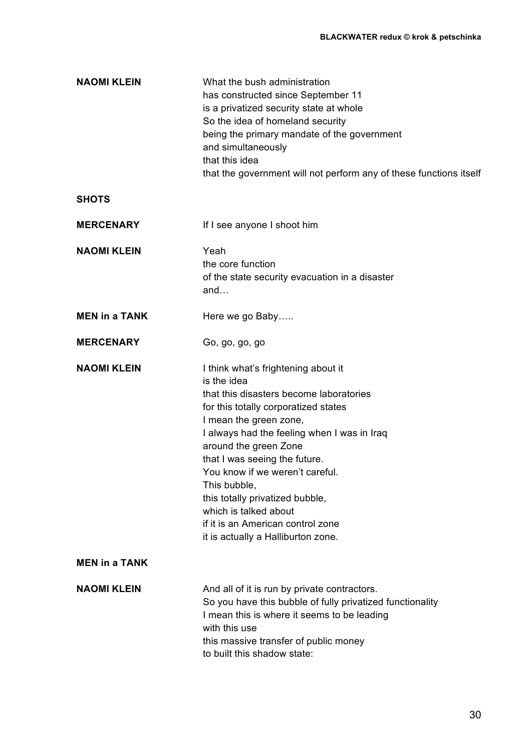**NAOMI KLEIN** What the bush administration
has constructed since September 11
is a privatized security state at whole
So the idea of homeland security
being the primary mandate of the government
and simultaneously
that this idea
that the government will not perform any of these functions itself

**SHOTS**

**MERCENARY** If I see anyone I shoot him

**NAOMI KLEIN** Yeah
the core function
of the state security evacuation in a disaster
and…

**MEN in a TANK** Here we go Baby…..

**MERCENARY** Go, go, go, go

**NAOMI KLEIN** I think what's frightening about it
is the idea
that this disasters become laboratories
for this totally corporatized states
I mean the green zone,
I always had the feeling when I was in Iraq
around the green Zone
that I was seeing the future.
You know if we weren't careful.
This bubble,
this totally privatized bubble,
which is talked about
if it is an American control zone
it is actually a Halliburton zone.

**MEN in a TANK**

**NAOMI KLEIN** And all of it is run by private contractors.
So you have this bubble of fully privatized functionality
I mean this is where it seems to be leading
with this use
this massive transfer of public money
to built this shadow state: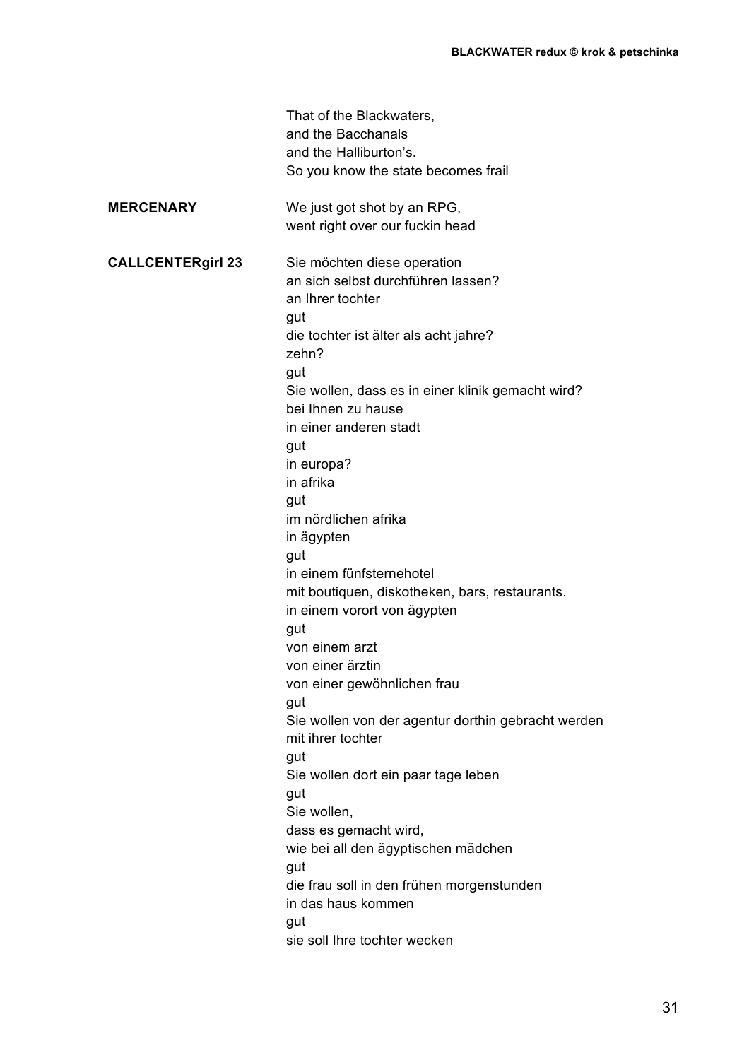That of the Blackwaters,
and the Bacchanals
and the Halliburton's.
So you know the state becomes frail

**MERCENARY**

We just got shot by an RPG,
went right over our fuckin head

**CALLCENTERgirl 23**

Sie möchten diese operation
an sich selbst durchführen lassen?
an Ihrer tochter
gut
die tochter ist älter als acht jahre?
zehn?
gut
Sie wollen, dass es in einer klinik gemacht wird?
bei Ihnen zu hause
in einer anderen stadt
gut
in europa?
in afrika
gut
im nördlichen afrika
in ägypten
gut
in einem fünfsternehotel
mit boutiquen, diskotheken, bars, restaurants.
in einem vorort von ägypten
gut
von einem arzt
von einer ärztin
von einer gewöhnlichen frau
gut
Sie wollen von der agentur dorthin gebracht werden
mit ihrer tochter
gut
Sie wollen dort ein paar tage leben
gut
Sie wollen,
dass es gemacht wird,
wie bei all den ägyptischen mädchen
gut
die frau soll in den frühen morgenstunden
in das haus kommen
gut
sie soll Ihre tochter wecken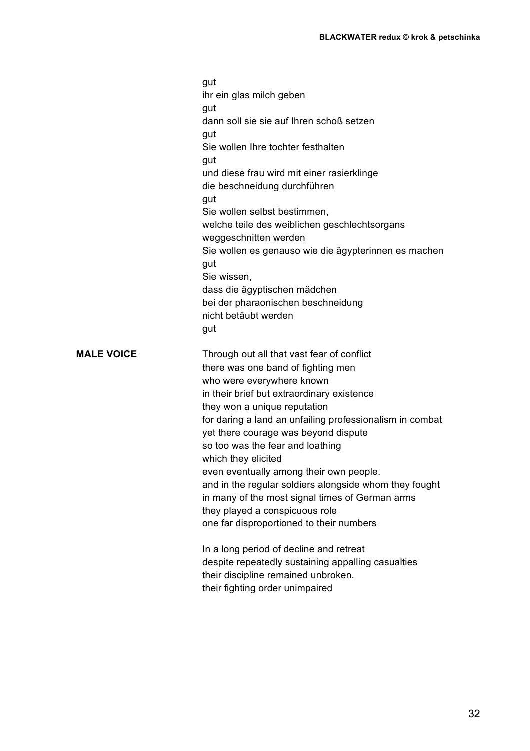gut
ihr ein glas milch geben
gut
dann soll sie sie auf Ihren schoß setzen
gut
Sie wollen Ihre tochter festhalten
gut
und diese frau wird mit einer rasierklinge
die beschneidung durchführen
gut
Sie wollen selbst bestimmen,
welche teile des weiblichen geschlechtsorgans
weggeschnitten werden
Sie wollen es genauso wie die ägypterinnen es machen
gut
Sie wissen,
dass die ägyptischen mädchen
bei der pharaonischen beschneidung
nicht betäubt werden
gut

**MALE VOICE**

Through out all that vast fear of conflict
there was one band of fighting men
who were everywhere known
in their brief but extraordinary existence
they won a unique reputation
for daring a land an unfailing professionalism in combat
yet there courage was beyond dispute
so too was the fear and loathing
which they elicited
even eventually among their own people.
and in the regular soldiers alongside whom they fought
in many of the most signal times of German arms
they played a conspicuous role
one far disproportioned to their numbers

In a long period of decline and retreat
despite repeatedly sustaining appalling casualties
their discipline remained unbroken.
their fighting order unimpaired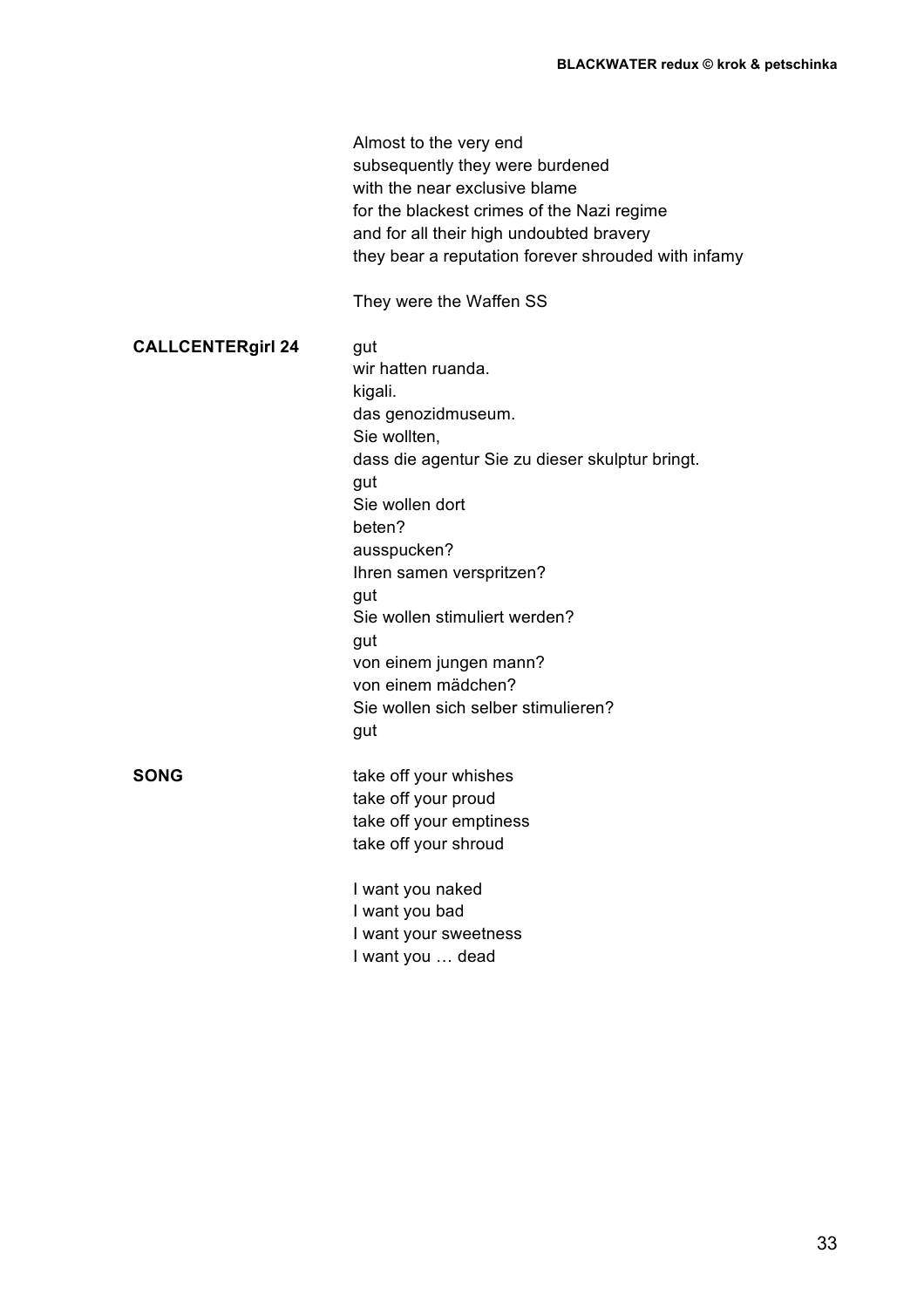Almost to the very end
subsequently they were burdened
with the near exclusive blame
for the blackest crimes of the Nazi regime
and for all their high undoubted bravery
they bear a reputation forever shrouded with infamy

They were the Waffen SS

**CALLCENTERgirl 24**

gut
wir hatten ruanda.
kigali.
das genozidmuseum.
Sie wollten,
dass die agentur Sie zu dieser skulptur bringt.
gut
Sie wollen dort
beten?
ausspucken?
Ihren samen verspritzen?
gut
Sie wollen stimuliert werden?
gut
von einem jungen mann?
von einem mädchen?
Sie wollen sich selber stimulieren?
gut

**SONG**

take off your whishes
take off your proud
take off your emptiness
take off your shroud

I want you naked
I want you bad
I want your sweetness
I want you … dead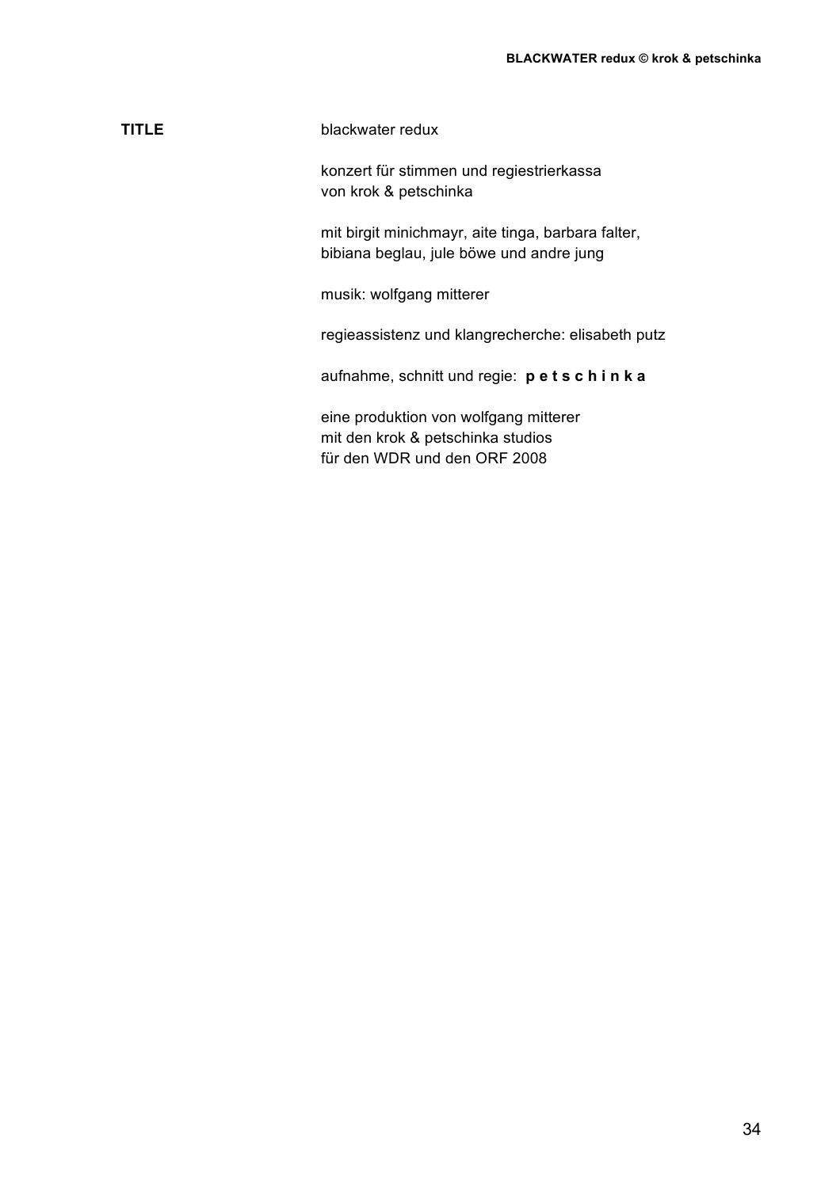**TITLE**

blackwater redux

konzert für stimmen und regiestrierkassa
von krok & petschinka

mit birgit minichmayr, aite tinga, barbara falter,
bibiana beglau, jule böwe und andre jung

musik: wolfgang mitterer

regieassistenz und klangrecherche: elisabeth putz

aufnahme, schnitt und regie: **p e t s c h i n k a**

eine produktion von wolfgang mitterer
mit den krok & petschinka studios
für den WDR und den ORF 2008